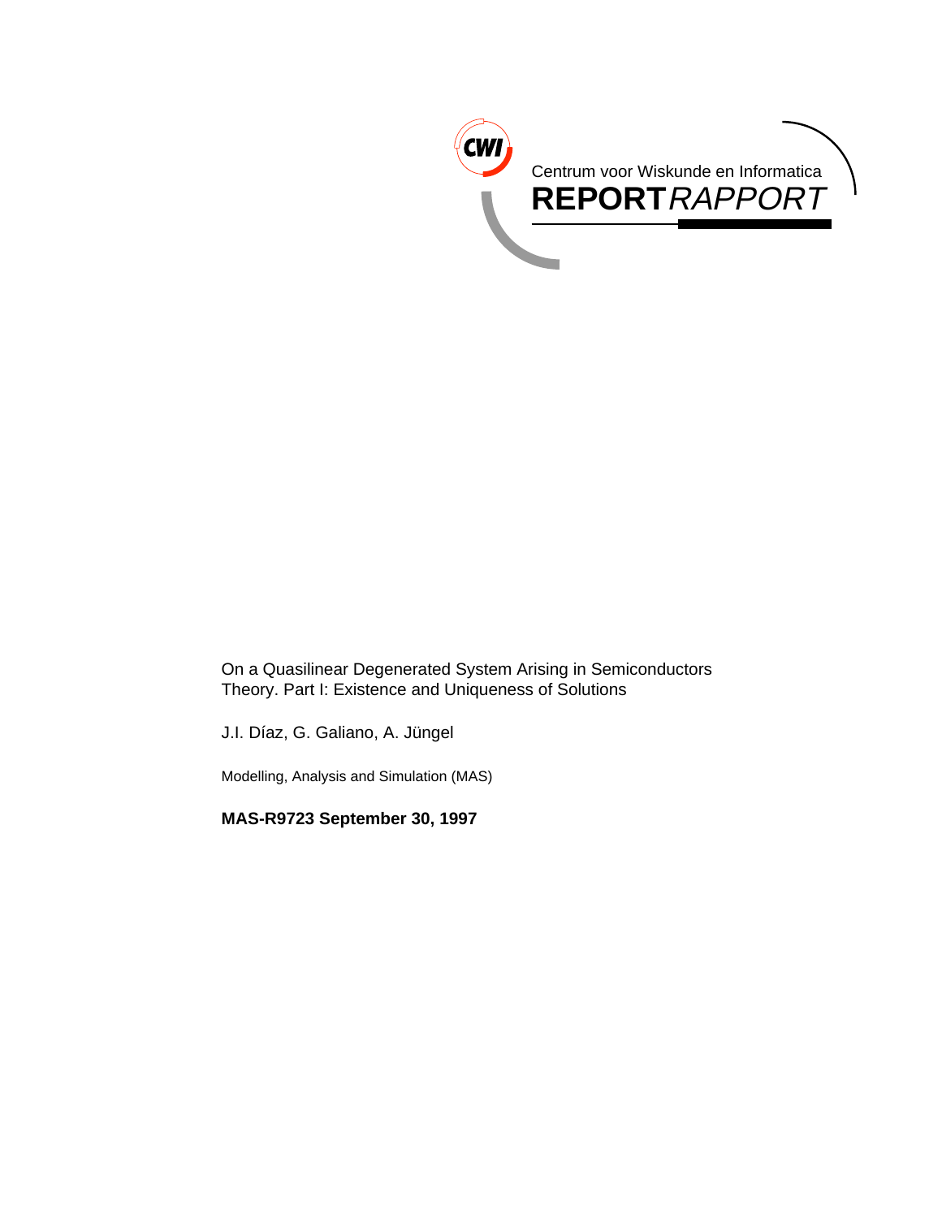Centrum voor Wiskunde en Informatica

**REPORT** *RAPPORT*

On a Quasilinear Degenerated System Arising in Semiconductors Theory. Part I: Existence and Uniqueness of Solutions

J.I. Díaz, G. Galiano, A. Jüngel

Modelling, Analysis and Simulation (MAS)

**MAS-R9723 September 30, 1997**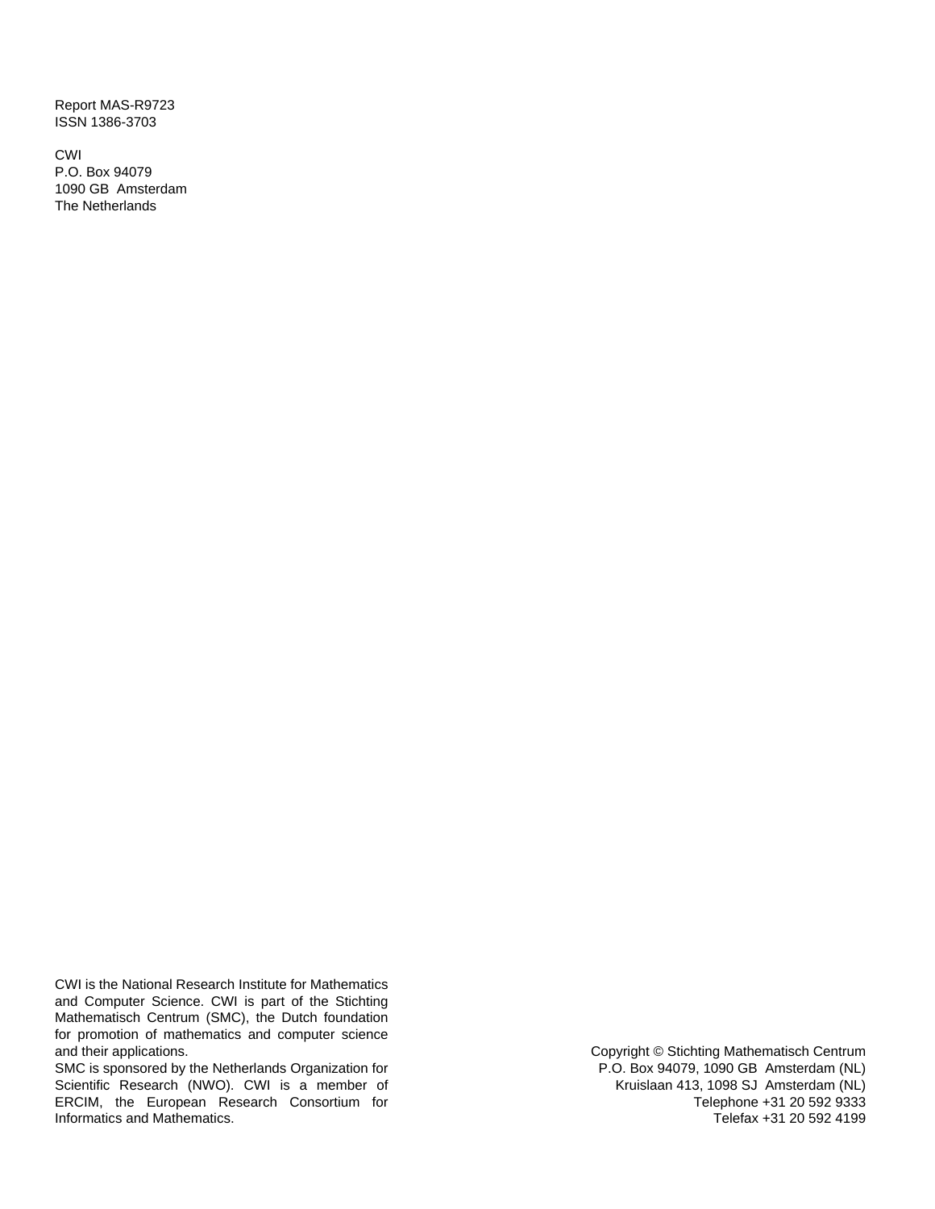Report MAS-R9723
ISSN 1386-3703

CWI
P.O. Box 94079
1090 GB Amsterdam
The Netherlands

CWI is the National Research Institute for Mathematics and Computer Science. CWI is part of the Stichting Mathematisch Centrum (SMC), the Dutch foundation for promotion of mathematics and computer science and their applications.
SMC is sponsored by the Netherlands Organization for Scientific Research (NWO). CWI is a member of ERCIM, the European Research Consortium for Informatics and Mathematics.

Copyright © Stichting Mathematisch Centrum
P.O. Box 94079, 1090 GB Amsterdam (NL)
Kruislaan 413, 1098 SJ Amsterdam (NL)
Telephone +31 20 592 9333
Telefax +31 20 592 4199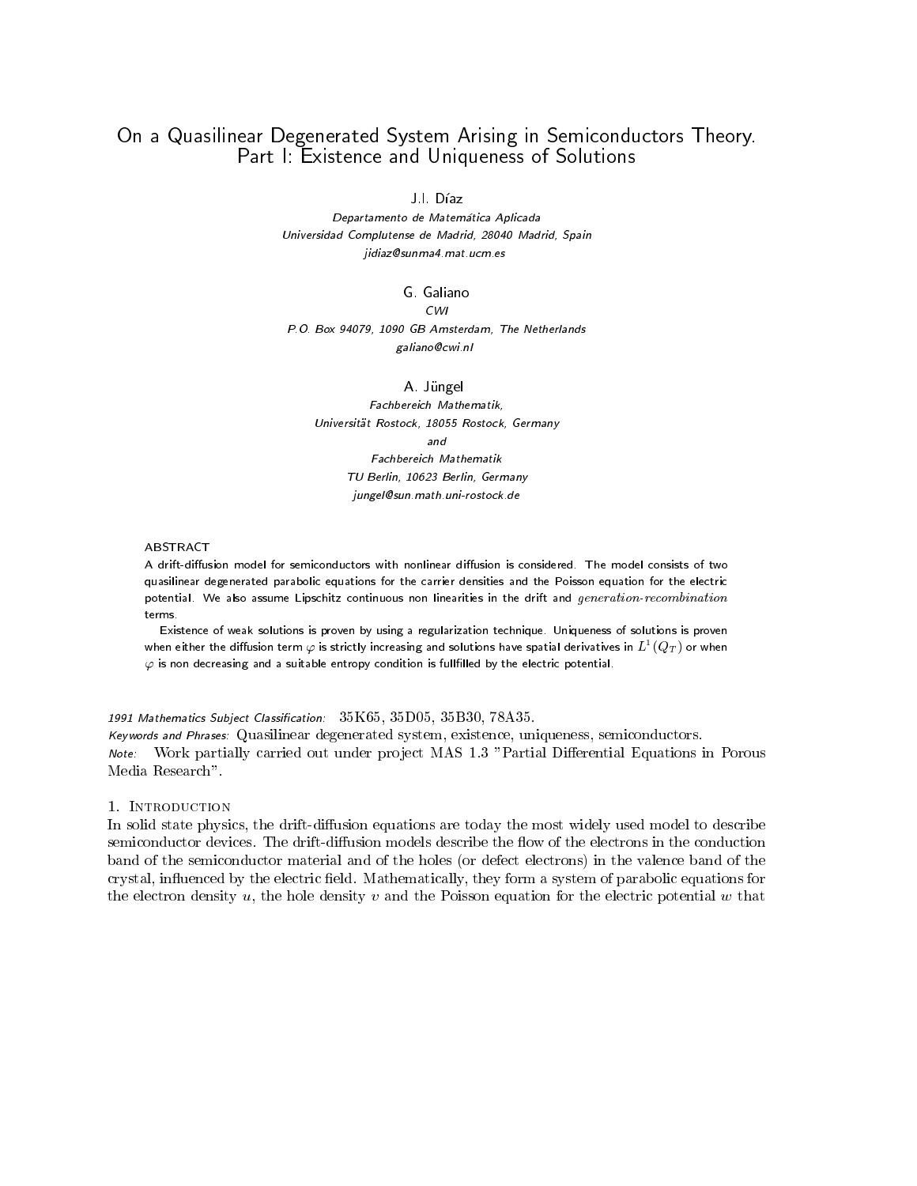# On a Quasilinear Degenerated System Arising in Semiconductors Theory. Part I: Existence and Uniqueness of Solutions

J.I. Díaz

*Departamento de Matemática Aplicada*
*Universidad Complutense de Madrid, 28040 Madrid, Spain*
*jidiaz@sunma4.mat.ucm.es*

G. Galiano

*CWI*
*P.O. Box 94079, 1090 GB Amsterdam, The Netherlands*
*galiano@cwi.nl*

A. Jüngel

*Fachbereich Mathematik,*
*Universität Rostock, 18055 Rostock, Germany*
*and*
*Fachbereich Mathematik*
*TU Berlin, 10623 Berlin, Germany*
*jungel@sun.math.uni-rostock.de*

ABSTRACT

A drift-diffusion model for semiconductors with nonlinear diffusion is considered. The model consists of two quasilinear degenerated parabolic equations for the carrier densities and the Poisson equation for the electric potential. We also assume Lipschitz continuous non linearities in the drift and *generation-recombination* terms.

Existence of weak solutions is proven by using a regularization technique. Uniqueness of solutions is proven when either the diffusion term $\varphi$ is strictly increasing and solutions have spatial derivatives in $L^1(Q_T)$ or when $\varphi$ is non decreasing and a suitable entropy condition is fullfilled by the electric potential.

*1991 Mathematics Subject Classification:* 35K65, 35D05, 35B30, 78A35.
*Keywords and Phrases:* Quasilinear degenerated system, existence, uniqueness, semiconductors.
*Note:* Work partially carried out under project MAS 1.3 "Partial Differential Equations in Porous Media Research".

## 1. Introduction

In solid state physics, the drift-diffusion equations are today the most widely used model to describe semiconductor devices. The drift-diffusion models describe the flow of the electrons in the conduction band of the semiconductor material and of the holes (or defect electrons) in the valence band of the crystal, influenced by the electric field. Mathematically, they form a system of parabolic equations for the electron density $u$, the hole density $v$ and the Poisson equation for the electric potential $w$ that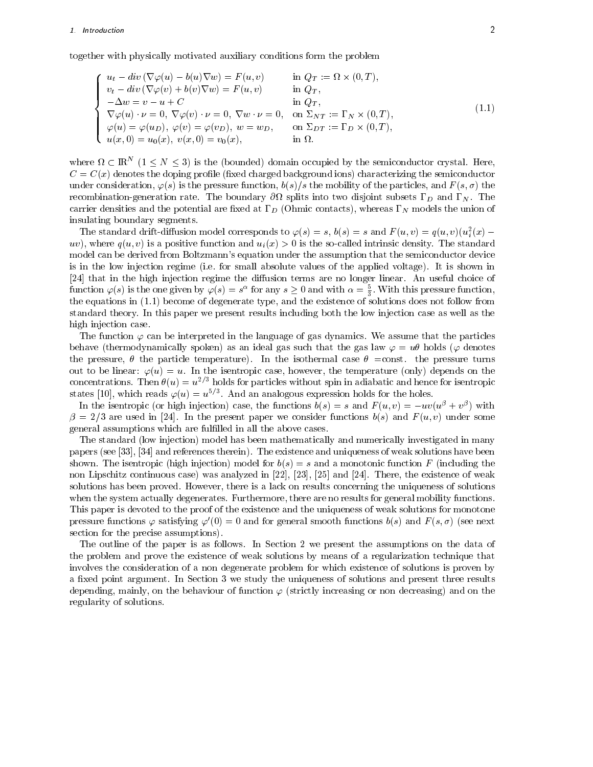together with physically motivated auxiliary conditions form the problem

$$
\left\{
\begin{array}{lll}
u_t - div\,(\nabla\varphi(u) - b(u)\nabla w) = F(u,v) & \text{in } Q_T := \Omega\times(0,T), \\
v_t - div\,(\nabla\varphi(v) + b(v)\nabla w) = F(u,v) & \text{in } Q_T, \\
-\Delta w = v - u + C & \text{in } Q_T, \\
\nabla\varphi(u)\cdot\nu = 0,\ \nabla\varphi(v)\cdot\nu = 0,\ \nabla w\cdot\nu = 0, & \text{on } \Sigma_{NT} := \Gamma_N\times(0,T), \\
\varphi(u) = \varphi(u_D),\ \varphi(v) = \varphi(v_D),\ w = w_D, & \text{on } \Sigma_{DT} := \Gamma_D\times(0,T), \\
u(x,0) = u_0(x),\ v(x,0) = v_0(x), & \text{in } \Omega.
\end{array}
\right.
\tag{1.1}
$$

where $\Omega \subset \mathbb{R}^N$ $(1 \leq N \leq 3)$ is the (bounded) domain occupied by the semiconductor crystal. Here, $C = C(x)$ denotes the doping profile (fixed charged background ions) characterizing the semiconductor under consideration, $\varphi(s)$ is the pressure function, $b(s)/s$ the mobility of the particles, and $F(s,\sigma)$ the recombination-generation rate. The boundary $\partial\Omega$ splits into two disjoint subsets $\Gamma_D$ and $\Gamma_N$. The carrier densities and the potential are fixed at $\Gamma_D$ (Ohmic contacts), whereas $\Gamma_N$ models the union of insulating boundary segments.

The standard drift-diffusion model corresponds to $\varphi(s) = s$, $b(s) = s$ and $F(u,v) = q(u,v)(u_i^2(x) - uv)$, where $q(u,v)$ is a positive function and $u_i(x) > 0$ is the so-called intrinsic density. The standard model can be derived from Boltzmann's equation under the assumption that the semiconductor device is in the low injection regime (i.e. for small absolute values of the applied voltage). It is shown in [24] that in the high injection regime the diffusion terms are no longer linear. An useful choice of function $\varphi(s)$ is the one given by $\varphi(s) = s^\alpha$ for any $s \geq 0$ and with $\alpha = \frac{5}{3}$. With this pressure function, the equations in (1.1) become of degenerate type, and the existence of solutions does not follow from standard theory. In this paper we present results including both the low injection case as well as the high injection case.

The function $\varphi$ can be interpreted in the language of gas dynamics. We assume that the particles behave (thermodynamically spoken) as an ideal gas such that the gas law $\varphi = u\theta$ holds ($\varphi$ denotes the pressure, $\theta$ the particle temperature). In the isothermal case $\theta =$const. the pressure turns out to be linear: $\varphi(u) = u$. In the isentropic case, however, the temperature (only) depends on the concentrations. Then $\theta(u) = u^{2/3}$ holds for particles without spin in adiabatic and hence for isentropic states [10], which reads $\varphi(u) = u^{5/3}$. And an analogous expression holds for the holes.

In the isentropic (or high injection) case, the functions $b(s) = s$ and $F(u,v) = -uv(u^\beta + v^\beta)$ with $\beta = 2/3$ are used in [24]. In the present paper we consider functions $b(s)$ and $F(u,v)$ under some general assumptions which are fulfilled in all the above cases.

The standard (low injection) model has been mathematically and numerically investigated in many papers (see [33], [34] and references therein). The existence and uniqueness of weak solutions have been shown. The isentropic (high injection) model for $b(s) = s$ and a monotonic function $F$ (including the non Lipschitz continuous case) was analyzed in [22], [23], [25] and [24]. There, the existence of weak solutions has been proved. However, there is a lack on results concerning the uniqueness of solutions when the system actually degenerates. Furthermore, there are no results for general mobility functions. This paper is devoted to the proof of the existence and the uniqueness of weak solutions for monotone pressure functions $\varphi$ satisfying $\varphi'(0) = 0$ and for general smooth functions $b(s)$ and $F(s,\sigma)$ (see next section for the precise assumptions).

The outline of the paper is as follows. In Section 2 we present the assumptions on the data of the problem and prove the existence of weak solutions by means of a regularization technique that involves the consideration of a non degenerate problem for which existence of solutions is proven by a fixed point argument. In Section 3 we study the uniqueness of solutions and present three results depending, mainly, on the behaviour of function $\varphi$ (strictly increasing or non decreasing) and on the regularity of solutions.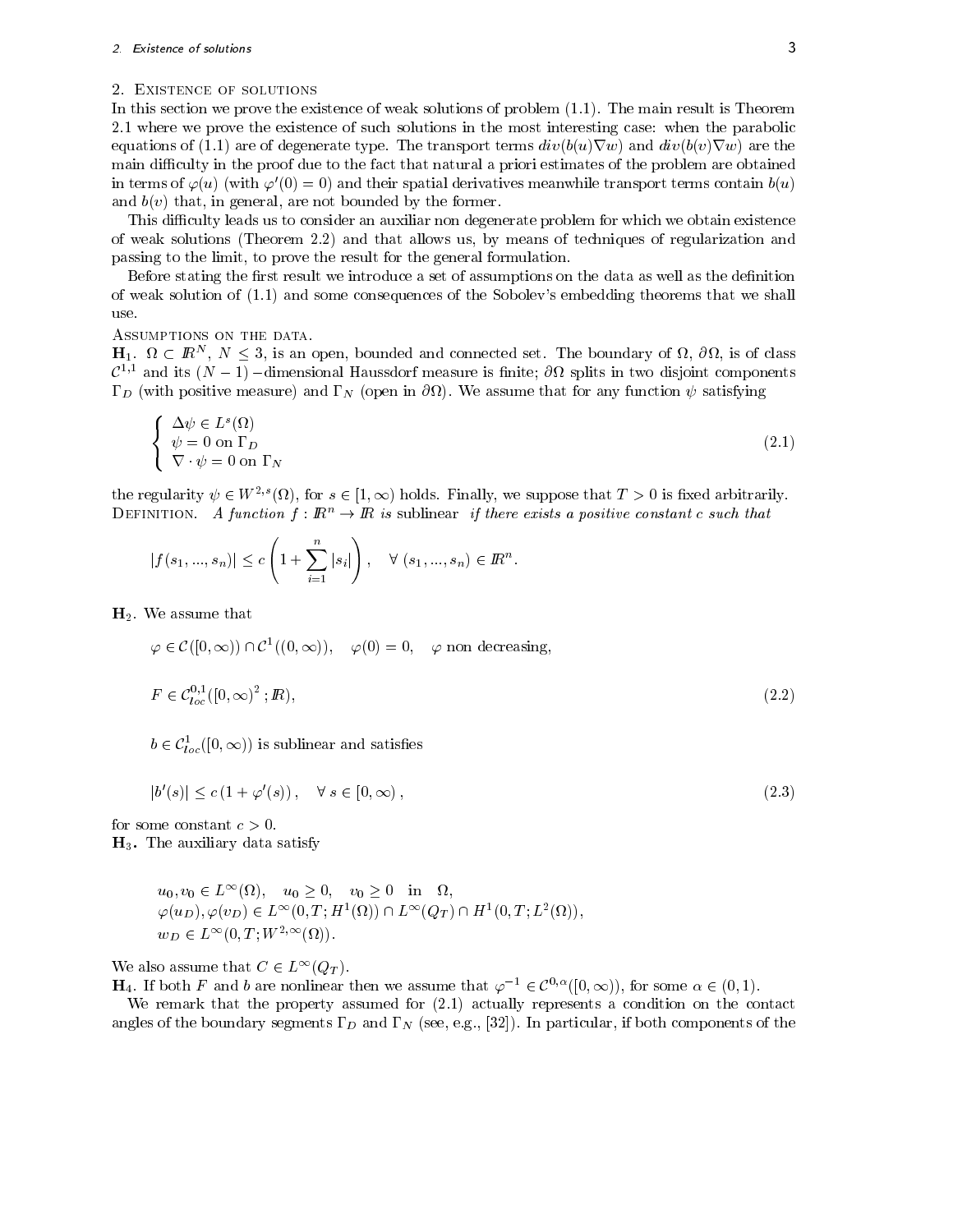## 2. Existence of solutions

In this section we prove the existence of weak solutions of problem (1.1). The main result is Theorem 2.1 where we prove the existence of such solutions in the most interesting case: when the parabolic equations of (1.1) are of degenerate type. The transport terms $div(b(u)\nabla w)$ and $div(b(v)\nabla w)$ are the main difficulty in the proof due to the fact that natural a priori estimates of the problem are obtained in terms of $\varphi(u)$ (with $\varphi'(0) = 0$) and their spatial derivatives meanwhile transport terms contain $b(u)$ and $b(v)$ that, in general, are not bounded by the former.

This difficulty leads us to consider an auxiliar non degenerate problem for which we obtain existence of weak solutions (Theorem 2.2) and that allows us, by means of techniques of regularization and passing to the limit, to prove the result for the general formulation.

Before stating the first result we introduce a set of assumptions on the data as well as the definition of weak solution of (1.1) and some consequences of the Sobolev's embedding theorems that we shall use.

Assumptions on the data.

**H**$_1$. $\Omega \subset I\!R^N$, $N \leq 3$, is an open, bounded and connected set. The boundary of $\Omega$, $\partial\Omega$, is of class $\mathcal{C}^{1,1}$ and its $(N-1)-$dimensional Haussdorf measure is finite; $\partial\Omega$ splits in two disjoint components $\Gamma_D$ (with positive measure) and $\Gamma_N$ (open in $\partial\Omega$). We assume that for any function $\psi$ satisfying

$$\left\{ \begin{array}{l} \Delta\psi \in L^s(\Omega) \\ \psi = 0 \text{ on } \Gamma_D \\ \nabla \cdot \psi = 0 \text{ on } \Gamma_N \end{array} \right. \tag{2.1}$$

the regularity $\psi \in W^{2,s}(\Omega)$, for $s \in [1, \infty)$ holds. Finally, we suppose that $T > 0$ is fixed arbitrarily.

Definition. *A function $f : I\!R^n \to I\!R$ is* sublinear *if there exists a positive constant $c$ such that*

$$|f(s_1, ..., s_n)| \leq c \left(1 + \sum_{i=1}^{n} |s_i|\right), \quad \forall\ (s_1, ..., s_n) \in I\!R^n.$$

**H**$_2$. We assume that

$$\varphi \in \mathcal{C}([0,\infty)) \cap \mathcal{C}^1((0,\infty)), \quad \varphi(0) = 0, \quad \varphi \text{ non decreasing},$$

$$F \in \mathcal{C}^{0,1}_{loc}([0,\infty)^2\,; I\!R), \tag{2.2}$$

$b \in \mathcal{C}^1_{loc}([0,\infty))$ is sublinear and satisfies

$$|b'(s)| \leq c\,(1 + \varphi'(s)), \quad \forall\ s \in [0,\infty), \tag{2.3}$$

for some constant $c > 0$.

**H**$_3$. The auxiliary data satisfy

$$\begin{array}{l} u_0, v_0 \in L^\infty(\Omega), \quad u_0 \geq 0, \quad v_0 \geq 0 \quad \text{in} \quad \Omega, \\ \varphi(u_D), \varphi(v_D) \in L^\infty(0,T; H^1(\Omega)) \cap L^\infty(Q_T) \cap H^1(0,T; L^2(\Omega)), \\ w_D \in L^\infty(0,T; W^{2,\infty}(\Omega)). \end{array}$$

We also assume that $C \in L^\infty(Q_T)$.

**H**$_4$. If both $F$ and $b$ are nonlinear then we assume that $\varphi^{-1} \in \mathcal{C}^{0,\alpha}([0,\infty))$, for some $\alpha \in (0,1)$.

We remark that the property assumed for (2.1) actually represents a condition on the contact angles of the boundary segments $\Gamma_D$ and $\Gamma_N$ (see, e.g., [32]). In particular, if both components of the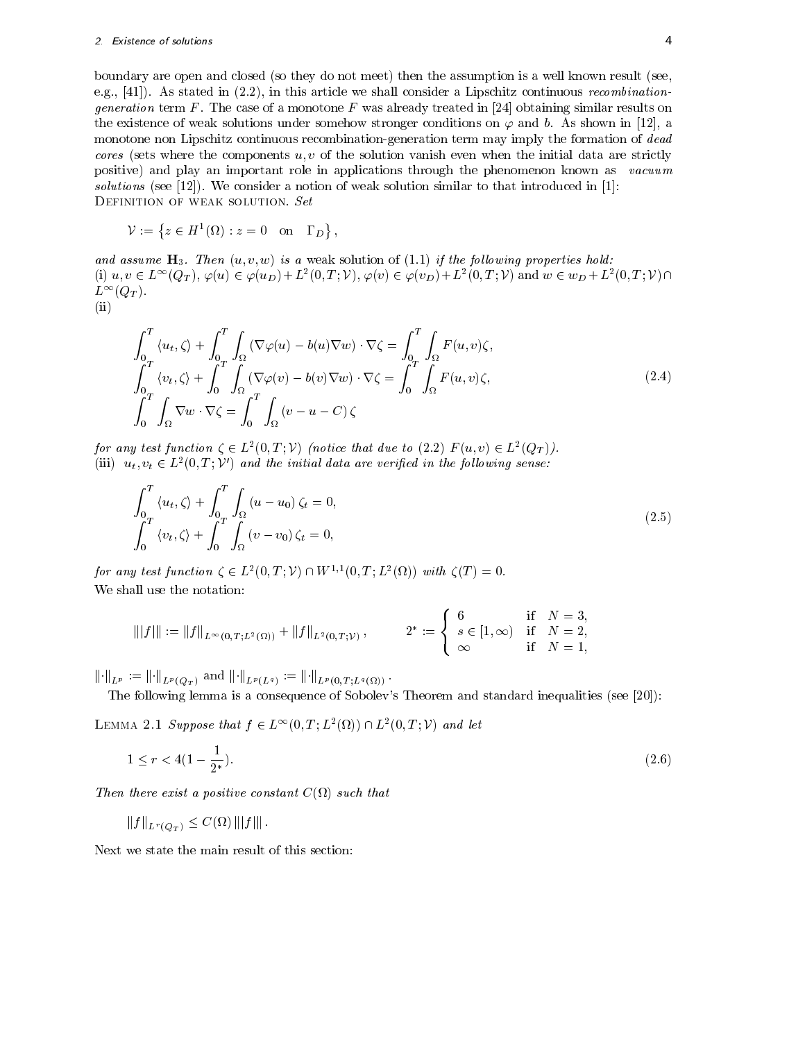boundary are open and closed (so they do not meet) then the assumption is a well known result (see, e.g., [41]). As stated in (2.2), in this article we shall consider a Lipschitz continuous *recombination-generation* term $F$. The case of a monotone $F$ was already treated in [24] obtaining similar results on the existence of weak solutions under somehow stronger conditions on $\varphi$ and $b$. As shown in [12], a monotone non Lipschitz continuous recombination-generation term may imply the formation of *dead cores* (sets where the components $u, v$ of the solution vanish even when the initial data are strictly positive) and play an important role in applications through the phenomenon known as *vacuum solutions* (see [12]). We consider a notion of weak solution similar to that introduced in [1]:

Definition of weak solution. *Set*

$$\mathcal{V} := \left\{ z \in H^1(\Omega) : z = 0 \quad \text{on} \quad \Gamma_D \right\},$$

*and assume* $\mathbf{H}_3$. *Then* $(u, v, w)$ *is a* weak solution of (1.1) *if the following properties hold:*
(i) $u, v \in L^\infty(Q_T)$, $\varphi(u) \in \varphi(u_D) + L^2(0,T;\mathcal{V})$, $\varphi(v) \in \varphi(v_D) + L^2(0,T;\mathcal{V})$ and $w \in w_D + L^2(0,T;\mathcal{V}) \cap L^\infty(Q_T)$.
(ii)

$$\begin{aligned}
&\int_0^T \langle u_t, \zeta \rangle + \int_0^T \int_\Omega (\nabla\varphi(u) - b(u)\nabla w) \cdot \nabla\zeta = \int_0^T \int_\Omega F(u,v)\zeta, \\
&\int_0^T \langle v_t, \zeta \rangle + \int_0^T \int_\Omega (\nabla\varphi(v) - b(v)\nabla w) \cdot \nabla\zeta = \int_0^T \int_\Omega F(u,v)\zeta, \\
&\int_0^T \int_\Omega \nabla w \cdot \nabla\zeta = \int_0^T \int_\Omega (v - u - C)\,\zeta
\end{aligned} \tag{2.4}$$

*for any test function* $\zeta \in L^2(0,T;\mathcal{V})$ *(notice that due to (2.2)* $F(u,v) \in L^2(Q_T)$*).*
(iii) $u_t, v_t \in L^2(0,T;\mathcal{V}')$ *and the initial data are verified in the following sense:*

$$\begin{aligned}
&\int_0^T \langle u_t, \zeta \rangle + \int_0^T \int_\Omega (u - u_0)\,\zeta_t = 0, \\
&\int_0^T \langle v_t, \zeta \rangle + \int_0^T \int_\Omega (v - v_0)\,\zeta_t = 0,
\end{aligned} \tag{2.5}$$

*for any test function* $\zeta \in L^2(0,T;\mathcal{V}) \cap W^{1,1}(0,T;L^2(\Omega))$ *with* $\zeta(T) = 0$.

We shall use the notation:

$$|||f||| := \|f\|_{L^\infty(0,T;L^2(\Omega))} + \|f\|_{L^2(0,T;\mathcal{V})}, \qquad 2^* := \begin{cases} 6 & \text{if} \quad N = 3, \\ s \in [1,\infty) & \text{if} \quad N = 2, \\ \infty & \text{if} \quad N = 1, \end{cases}$$

$\|\cdot\|_{L^p} := \|\cdot\|_{L^p(Q_T)}$ and $\|\cdot\|_{L^p(L^q)} := \|\cdot\|_{L^p(0,T;L^q(\Omega))}$.

The following lemma is a consequence of Sobolev's Theorem and standard inequalities (see [20]):

Lemma 2.1 *Suppose that* $f \in L^\infty(0,T;L^2(\Omega)) \cap L^2(0,T;\mathcal{V})$ *and let*

$$1 \le r < 4\left(1 - \frac{1}{2^*}\right). \tag{2.6}$$

*Then there exist a positive constant* $C(\Omega)$ *such that*

$$\|f\|_{L^r(Q_T)} \le C(\Omega)\, |||f|||.$$

Next we state the main result of this section: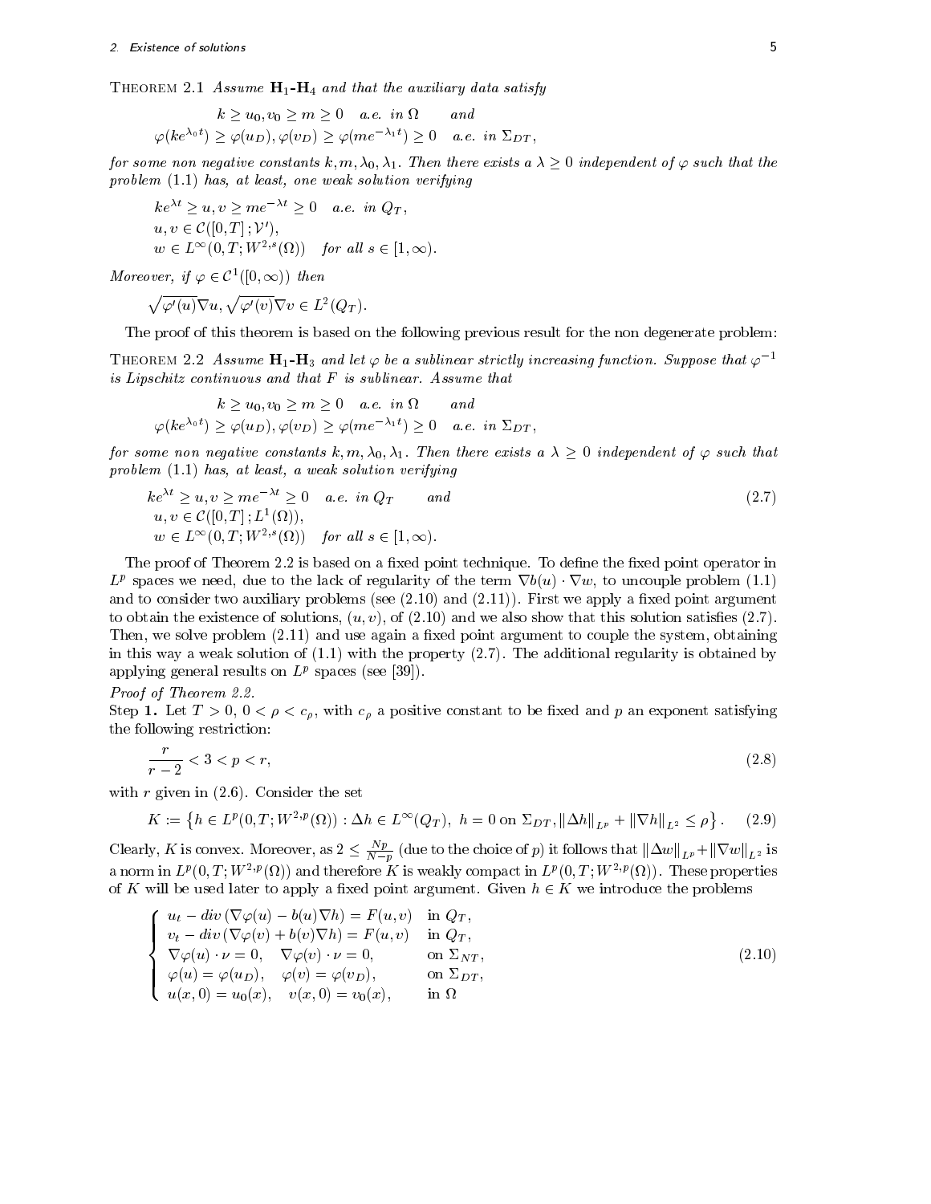Theorem 2.1 *Assume* $\mathbf{H}_1$-$\mathbf{H}_4$ *and that the auxiliary data satisfy*

$$
\begin{aligned}
&k \geq u_0, v_0 \geq m \geq 0 \quad \text{a.e. in } \Omega \qquad \text{and} \\
&\varphi(ke^{\lambda_0 t}) \geq \varphi(u_D), \varphi(v_D) \geq \varphi(me^{-\lambda_1 t}) \geq 0 \quad \text{a.e. in } \Sigma_{DT},
\end{aligned}
$$

*for some non negative constants* $k, m, \lambda_0, \lambda_1$. *Then there exists a* $\lambda \geq 0$ *independent of* $\varphi$ *such that the problem (1.1) has, at least, one weak solution verifying*

$$
\begin{aligned}
&ke^{\lambda t} \geq u, v \geq me^{-\lambda t} \geq 0 \quad \text{a.e. in } Q_T, \\
&u, v \in \mathcal{C}([0,T]; \mathcal{V}'), \\
&w \in L^\infty(0,T; W^{2,s}(\Omega)) \quad \text{for all } s \in [1,\infty).
\end{aligned}
$$

*Moreover, if* $\varphi \in \mathcal{C}^1([0,\infty))$ *then*

$$
\sqrt{\varphi'(u)}\nabla u, \sqrt{\varphi'(v)}\nabla v \in L^2(Q_T).
$$

The proof of this theorem is based on the following previous result for the non degenerate problem:

Theorem 2.2 *Assume* $\mathbf{H}_1$-$\mathbf{H}_3$ *and let* $\varphi$ *be a sublinear strictly increasing function. Suppose that* $\varphi^{-1}$ *is Lipschitz continuous and that* $F$ *is sublinear. Assume that*

$$
\begin{aligned}
&k \geq u_0, v_0 \geq m \geq 0 \quad \text{a.e. in } \Omega \qquad \text{and} \\
&\varphi(ke^{\lambda_0 t}) \geq \varphi(u_D), \varphi(v_D) \geq \varphi(me^{-\lambda_1 t}) \geq 0 \quad \text{a.e. in } \Sigma_{DT},
\end{aligned}
$$

*for some non negative constants* $k, m, \lambda_0, \lambda_1$. *Then there exists a* $\lambda \geq 0$ *independent of* $\varphi$ *such that problem (1.1) has, at least, a weak solution verifying*

$$
\begin{aligned}
&ke^{\lambda t} \geq u, v \geq me^{-\lambda t} \geq 0 \quad \text{a.e. in } Q_T \qquad \text{and} \\
&u, v \in \mathcal{C}([0,T]; L^1(\Omega)), \\
&w \in L^\infty(0,T; W^{2,s}(\Omega)) \quad \text{for all } s \in [1,\infty).
\end{aligned}
\tag{2.7}
$$

The proof of Theorem 2.2 is based on a fixed point technique. To define the fixed point operator in $L^p$ spaces we need, due to the lack of regularity of the term $\nabla b(u) \cdot \nabla w$, to uncouple problem (1.1) and to consider two auxiliary problems (see (2.10) and (2.11)). First we apply a fixed point argument to obtain the existence of solutions, $(u, v)$, of (2.10) and we also show that this solution satisfies (2.7). Then, we solve problem (2.11) and use again a fixed point argument to couple the system, obtaining in this way a weak solution of (1.1) with the property (2.7). The additional regularity is obtained by applying general results on $L^p$ spaces (see [39]).

*Proof of Theorem 2.2.*

Step **1.** Let $T > 0$, $0 < \rho < c_\rho$, with $c_\rho$ a positive constant to be fixed and $p$ an exponent satisfying the following restriction:

$$
\frac{r}{r-2} < 3 < p < r,
\tag{2.8}
$$

with $r$ given in (2.6). Consider the set

$$
K := \left\{ h \in L^p(0,T; W^{2,p}(\Omega)) : \Delta h \in L^\infty(Q_T),\ h = 0 \text{ on } \Sigma_{DT}, \|\Delta h\|_{L^p} + \|\nabla h\|_{L^2} \leq \rho \right\}.
\tag{2.9}
$$

Clearly, $K$ is convex. Moreover, as $2 \leq \frac{Np}{N-p}$ (due to the choice of $p$) it follows that $\|\Delta w\|_{L^p} + \|\nabla w\|_{L^2}$ is a norm in $L^p(0,T; W^{2,p}(\Omega))$ and therefore $K$ is weakly compact in $L^p(0,T; W^{2,p}(\Omega))$. These properties of $K$ will be used later to apply a fixed point argument. Given $h \in K$ we introduce the problems

$$
\begin{cases}
u_t - div\,(\nabla\varphi(u) - b(u)\nabla h) = F(u,v) & \text{in } Q_T, \\
v_t - div\,(\nabla\varphi(v) + b(v)\nabla h) = F(u,v) & \text{in } Q_T, \\
\nabla\varphi(u) \cdot \nu = 0, \quad \nabla\varphi(v) \cdot \nu = 0, & \text{on } \Sigma_{NT}, \\
\varphi(u) = \varphi(u_D), \quad \varphi(v) = \varphi(v_D), & \text{on } \Sigma_{DT}, \\
u(x,0) = u_0(x), \quad v(x,0) = v_0(x), & \text{in } \Omega
\end{cases}
\tag{2.10}
$$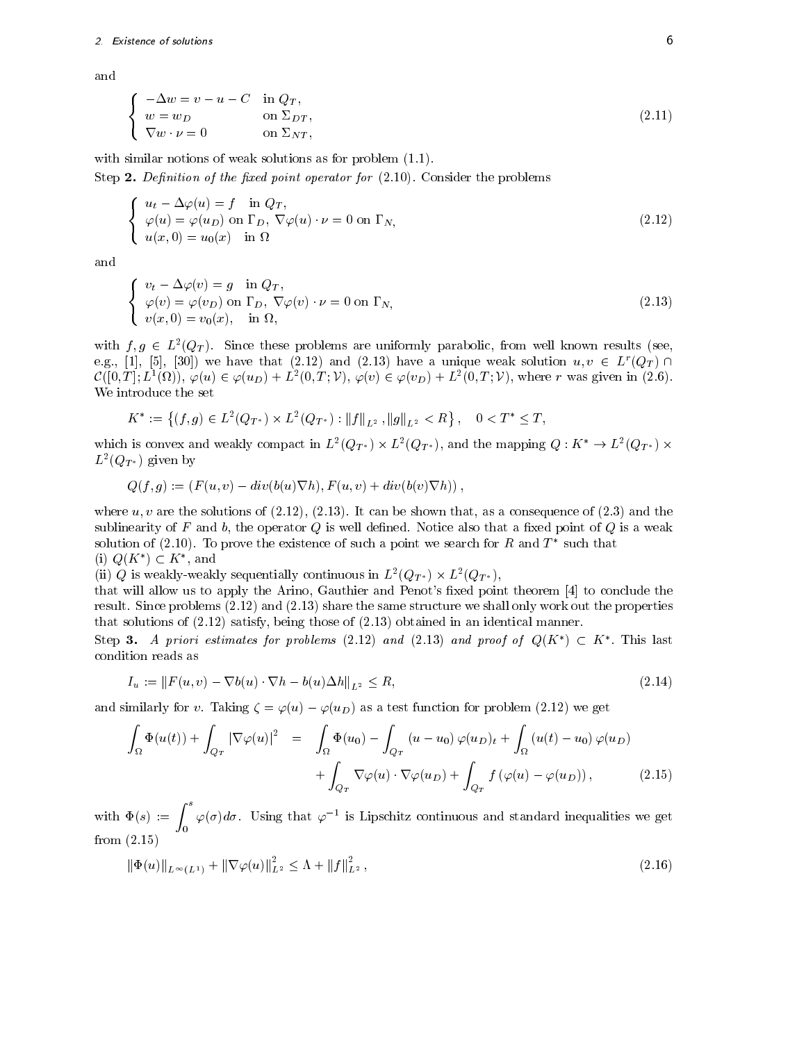and

$$\begin{cases} -\Delta w = v - u - C & \text{in } Q_T, \\ w = w_D & \text{on } \Sigma_{DT}, \\ \nabla w \cdot \nu = 0 & \text{on } \Sigma_{NT}, \end{cases} \tag{2.11}$$

with similar notions of weak solutions as for problem (1.1).

Step **2.** *Definition of the fixed point operator for* (2.10). Consider the problems

$$\begin{cases} u_t - \Delta\varphi(u) = f & \text{in } Q_T, \\ \varphi(u) = \varphi(u_D) \text{ on } \Gamma_D, \ \nabla\varphi(u)\cdot\nu = 0 \text{ on } \Gamma_N, \\ u(x,0) = u_0(x) & \text{in } \Omega \end{cases} \tag{2.12}$$

and

$$\begin{cases} v_t - \Delta\varphi(v) = g & \text{in } Q_T, \\ \varphi(v) = \varphi(v_D) \text{ on } \Gamma_D, \ \nabla\varphi(v)\cdot\nu = 0 \text{ on } \Gamma_N, \\ v(x,0) = v_0(x), & \text{in } \Omega, \end{cases} \tag{2.13}$$

with $f, g \in L^2(Q_T)$. Since these problems are uniformly parabolic, from well known results (see, e.g., [1], [5], [30]) we have that (2.12) and (2.13) have a unique weak solution $u, v \in L^r(Q_T) \cap \mathcal{C}([0,T]; L^1(\Omega))$, $\varphi(u) \in \varphi(u_D) + L^2(0,T;\mathcal{V})$, $\varphi(v) \in \varphi(v_D) + L^2(0,T;\mathcal{V})$, where $r$ was given in (2.6). We introduce the set

$$K^* := \left\{ (f,g) \in L^2(Q_{T^*}) \times L^2(Q_{T^*}) : \|f\|_{L^2}, \|g\|_{L^2} < R \right\}, \quad 0 < T^* \le T,$$

which is convex and weakly compact in $L^2(Q_{T^*}) \times L^2(Q_{T^*})$, and the mapping $Q : K^* \to L^2(Q_{T^*}) \times L^2(Q_{T^*})$ given by

$$Q(f,g) := \left( F(u,v) - div(b(u)\nabla h), F(u,v) + div(b(v)\nabla h) \right),$$

where $u, v$ are the solutions of (2.12), (2.13). It can be shown that, as a consequence of (2.3) and the sublinearity of $F$ and $b$, the operator $Q$ is well defined. Notice also that a fixed point of $Q$ is a weak solution of (2.10). To prove the existence of such a point we search for $R$ and $T^*$ such that

(i) $Q(K^*) \subset K^*$, and

(ii) $Q$ is weakly-weakly sequentially continuous in $L^2(Q_{T^*}) \times L^2(Q_{T^*})$,

that will allow us to apply the Arino, Gauthier and Penot's fixed point theorem [4] to conclude the result. Since problems (2.12) and (2.13) share the same structure we shall only work out the properties that solutions of (2.12) satisfy, being those of (2.13) obtained in an identical manner.

Step **3.** *A priori estimates for problems* (2.12) *and* (2.13) *and proof of* $Q(K^*) \subset K^*$. This last condition reads as

$$I_u := \|F(u,v) - \nabla b(u)\cdot\nabla h - b(u)\Delta h\|_{L^2} \le R, \tag{2.14}$$

and similarly for $v$. Taking $\zeta = \varphi(u) - \varphi(u_D)$ as a test function for problem (2.12) we get

$$\begin{aligned} \int_\Omega \Phi(u(t)) + \int_{Q_T} |\nabla\varphi(u)|^2 \;=\; & \int_\Omega \Phi(u_0) - \int_{Q_T} (u - u_0)\,\varphi(u_D)_t + \int_\Omega (u(t) - u_0)\,\varphi(u_D) \\ & + \int_{Q_T} \nabla\varphi(u)\cdot\nabla\varphi(u_D) + \int_{Q_T} f\,(\varphi(u) - \varphi(u_D)), \end{aligned} \tag{2.15}$$

with $\Phi(s) := \int_0^s \varphi(\sigma)d\sigma$. Using that $\varphi^{-1}$ is Lipschitz continuous and standard inequalities we get from (2.15)

$$\|\Phi(u)\|_{L^\infty(L^1)} + \|\nabla\varphi(u)\|_{L^2}^2 \le \Lambda + \|f\|_{L^2}^2, \tag{2.16}$$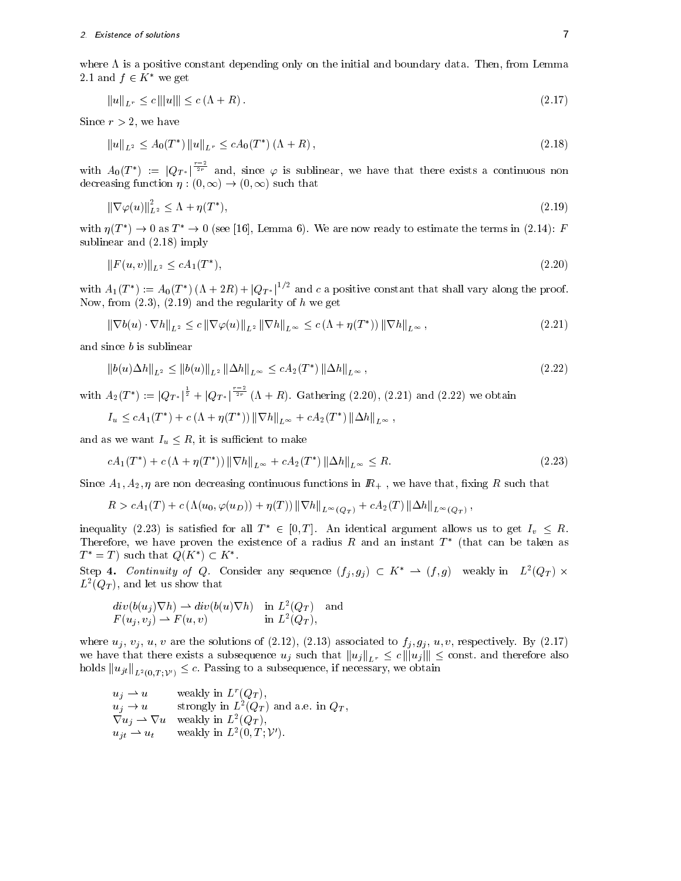where $\Lambda$ is a positive constant depending only on the initial and boundary data. Then, from Lemma 2.1 and $f \in K^*$ we get

$$\|u\|_{L^r} \leq c\,|||u||| \leq c\,(\Lambda + R)\,. \tag{2.17}$$

Since $r > 2$, we have

$$\|u\|_{L^2} \leq A_0(T^*)\,\|u\|_{L^r} \leq cA_0(T^*)\,(\Lambda + R)\,, \tag{2.18}$$

with $A_0(T^*) := |Q_{T^*}|^{\frac{r-2}{2r}}$ and, since $\varphi$ is sublinear, we have that there exists a continuous non decreasing function $\eta : (0,\infty) \to (0,\infty)$ such that

$$\|\nabla\varphi(u)\|_{L^2}^2 \leq \Lambda + \eta(T^*), \tag{2.19}$$

with $\eta(T^*) \to 0$ as $T^* \to 0$ (see [16], Lemma 6). We are now ready to estimate the terms in (2.14): $F$ sublinear and (2.18) imply

$$\|F(u,v)\|_{L^2} \leq cA_1(T^*), \tag{2.20}$$

with $A_1(T^*) := A_0(T^*)\,(\Lambda + 2R) + |Q_{T^*}|^{1/2}$ and $c$ a positive constant that shall vary along the proof. Now, from (2.3), (2.19) and the regularity of $h$ we get

$$\|\nabla b(u)\cdot\nabla h\|_{L^2} \leq c\,\|\nabla\varphi(u)\|_{L^2}\,\|\nabla h\|_{L^\infty} \leq c\,(\Lambda + \eta(T^*))\,\|\nabla h\|_{L^\infty}\,, \tag{2.21}$$

and since $b$ is sublinear

$$\|b(u)\Delta h\|_{L^2} \leq \|b(u)\|_{L^2}\,\|\Delta h\|_{L^\infty} \leq cA_2(T^*)\,\|\Delta h\|_{L^\infty}\,, \tag{2.22}$$

with $A_2(T^*) := |Q_{T^*}|^{\frac{1}{2}} + |Q_{T^*}|^{\frac{r-2}{2r}}\,(\Lambda + R)$. Gathering (2.20), (2.21) and (2.22) we obtain

$$I_u \leq cA_1(T^*) + c\,(\Lambda + \eta(T^*))\,\|\nabla h\|_{L^\infty} + cA_2(T^*)\,\|\Delta h\|_{L^\infty}\,,$$

and as we want $I_u \leq R$, it is sufficient to make

$$cA_1(T^*) + c\,(\Lambda + \eta(T^*))\,\|\nabla h\|_{L^\infty} + cA_2(T^*)\,\|\Delta h\|_{L^\infty} \leq R. \tag{2.23}$$

Since $A_1, A_2, \eta$ are non decreasing continuous functions in $\mathbb{R}_+$, we have that, fixing $R$ such that

$$R > cA_1(T) + c\,(\Lambda(u_0,\varphi(u_D)) + \eta(T))\,\|\nabla h\|_{L^\infty(Q_T)} + cA_2(T)\,\|\Delta h\|_{L^\infty(Q_T)}\,,$$

inequality (2.23) is satisfied for all $T^* \in [0,T]$. An identical argument allows us to get $I_v \leq R$. Therefore, we have proven the existence of a radius $R$ and an instant $T^*$ (that can be taken as $T^* = T$) such that $Q(K^*) \subset K^*$.

Step **4.** *Continuity of* $Q$. Consider any sequence $(f_j, g_j) \subset K^* \rightharpoonup (f,g)$ weakly in $L^2(Q_T) \times L^2(Q_T)$, and let us show that

$$\begin{aligned} &div(b(u_j)\nabla h) \rightharpoonup div(b(u)\nabla h) && \text{in } L^2(Q_T) \quad \text{and} \\ &F(u_j, v_j) \rightharpoonup F(u,v) && \text{in } L^2(Q_T), \end{aligned}$$

where $u_j$, $v_j$, $u$, $v$ are the solutions of (2.12), (2.13) associated to $f_j, g_j$, $u, v$, respectively. By (2.17) we have that there exists a subsequence $u_j$ such that $\|u_j\|_{L^r} \leq c|||u_j||| \leq$ const. and therefore also holds $\|u_{jt}\|_{L^2(0,T;\mathcal{V}')} \leq c$. Passing to a subsequence, if necessary, we obtain

$$\begin{aligned} u_j &\rightharpoonup u && \text{weakly in } L^r(Q_T), \\ u_j &\to u && \text{strongly in } L^2(Q_T) \text{ and a.e. in } Q_T, \\ \nabla u_j &\rightharpoonup \nabla u && \text{weakly in } L^2(Q_T), \\ u_{jt} &\rightharpoonup u_t && \text{weakly in } L^2(0,T;\mathcal{V}'). \end{aligned}$$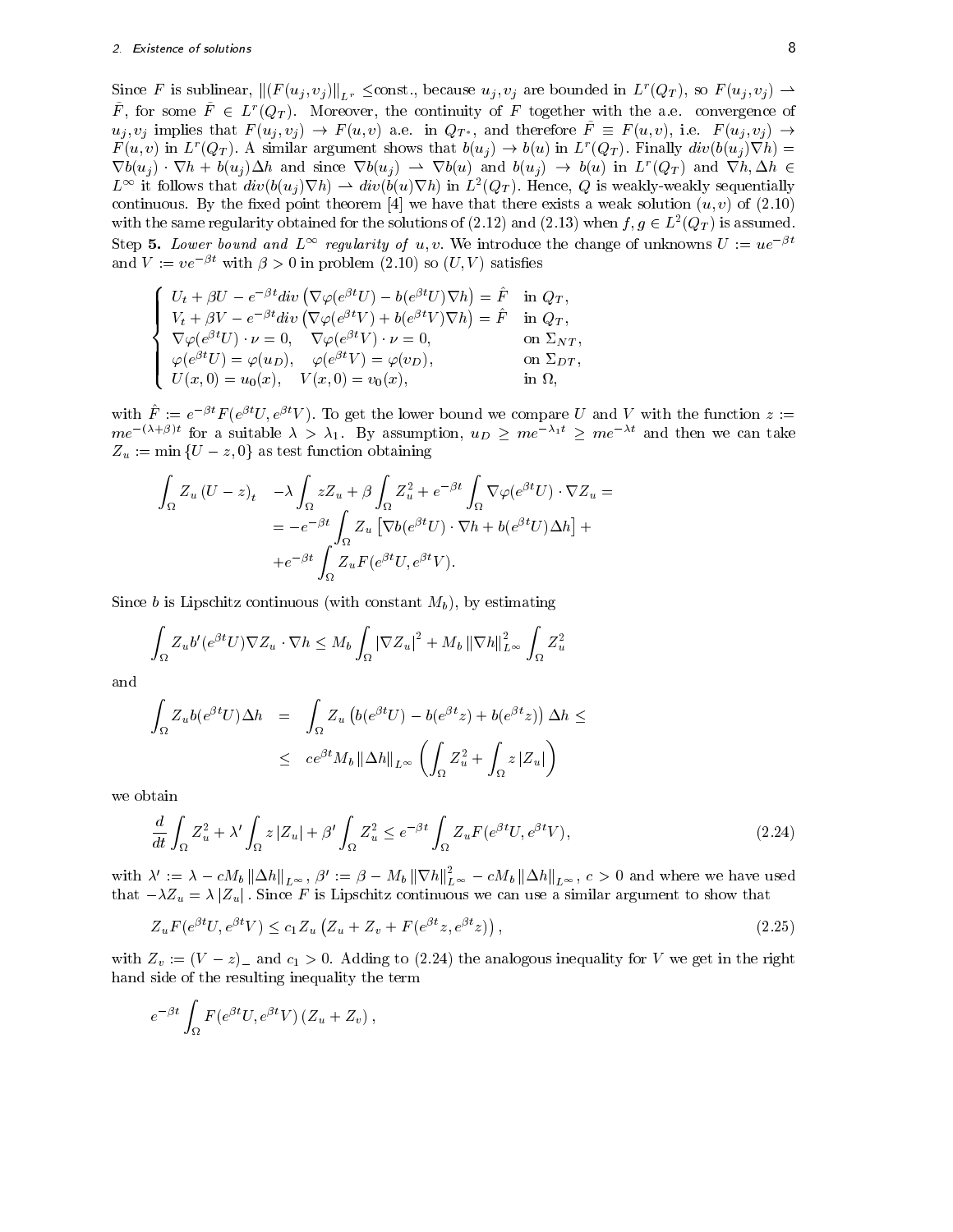Since $F$ is sublinear, $\|(F(u_j,v_j)\|_{L^r} \leq$const., because $u_j, v_j$ are bounded in $L^r(Q_T)$, so $F(u_j,v_j) \rightharpoonup \bar{F}$, for some $\bar{F} \in L^r(Q_T)$. Moreover, the continuity of $F$ together with the a.e. convergence of $u_j, v_j$ implies that $F(u_j,v_j) \to F(u,v)$ a.e. in $Q_{T^*}$, and therefore $\bar{F} \equiv F(u,v)$, i.e. $F(u_j,v_j) \to F(u,v)$ in $L^r(Q_T)$. A similar argument shows that $b(u_j) \to b(u)$ in $L^r(Q_T)$. Finally $div(b(u_j)\nabla h) = \nabla b(u_j) \cdot \nabla h + b(u_j)\Delta h$ and since $\nabla b(u_j) \rightharpoonup \nabla b(u)$ and $b(u_j) \to b(u)$ in $L^r(Q_T)$ and $\nabla h, \Delta h \in L^\infty$ it follows that $div(b(u_j)\nabla h) \rightharpoonup div(b(u)\nabla h)$ in $L^2(Q_T)$. Hence, $Q$ is weakly-weakly sequentially continuous. By the fixed point theorem [4] we have that there exists a weak solution $(u,v)$ of (2.10) with the same regularity obtained for the solutions of (2.12) and (2.13) when $f, g \in L^2(Q_T)$ is assumed.

Step **5.** *Lower bound and $L^\infty$ regularity of $u, v$.* We introduce the change of unknowns $U := ue^{-\beta t}$ and $V := ve^{-\beta t}$ with $\beta > 0$ in problem (2.10) so $(U,V)$ satisfies

$$
\begin{cases}
U_t + \beta U - e^{-\beta t} div\left(\nabla\varphi(e^{\beta t}U) - b(e^{\beta t}U)\nabla h\right) = \hat{F} & \text{in } Q_T,\\
V_t + \beta V - e^{-\beta t} div\left(\nabla\varphi(e^{\beta t}V) + b(e^{\beta t}V)\nabla h\right) = \hat{F} & \text{in } Q_T,\\
\nabla\varphi(e^{\beta t}U)\cdot\nu = 0, \quad \nabla\varphi(e^{\beta t}V)\cdot\nu = 0, & \text{on } \Sigma_{NT},\\
\varphi(e^{\beta t}U) = \varphi(u_D), \quad \varphi(e^{\beta t}V) = \varphi(v_D), & \text{on } \Sigma_{DT},\\
U(x,0) = u_0(x), \quad V(x,0) = v_0(x), & \text{in } \Omega,
\end{cases}
$$

with $\hat{F} := e^{-\beta t}F(e^{\beta t}U, e^{\beta t}V)$. To get the lower bound we compare $U$ and $V$ with the function $z := me^{-(\lambda+\beta)t}$ for a suitable $\lambda > \lambda_1$. By assumption, $u_D \geq me^{-\lambda_1 t} \geq me^{-\lambda t}$ and then we can take $Z_u := \min\{U - z, 0\}$ as test function obtaining

$$
\begin{aligned}
\int_\Omega Z_u\,(U-z)_t \quad -\lambda\int_\Omega zZ_u + \beta\int_\Omega Z_u^2 + e^{-\beta t}\int_\Omega \nabla\varphi(e^{\beta t}U)\cdot\nabla Z_u =\\
= -e^{-\beta t}\int_\Omega Z_u\left[\nabla b(e^{\beta t}U)\cdot\nabla h + b(e^{\beta t}U)\Delta h\right] +\\
+ e^{-\beta t}\int_\Omega Z_u F(e^{\beta t}U, e^{\beta t}V).
\end{aligned}
$$

Since $b$ is Lipschitz continuous (with constant $M_b$), by estimating

$$
\int_\Omega Z_u b'(e^{\beta t}U)\nabla Z_u\cdot\nabla h \leq M_b\int_\Omega |\nabla Z_u|^2 + M_b\|\nabla h\|^2_{L^\infty}\int_\Omega Z_u^2
$$

and

$$
\begin{aligned}
\int_\Omega Z_u b(e^{\beta t}U)\Delta h &= \int_\Omega Z_u\left(b(e^{\beta t}U) - b(e^{\beta t}z) + b(e^{\beta t}z)\right)\Delta h \leq\\
&\leq ce^{\beta t}M_b\|\Delta h\|_{L^\infty}\left(\int_\Omega Z_u^2 + \int_\Omega z\,|Z_u|\right)
\end{aligned}
$$

we obtain

$$
\frac{d}{dt}\int_\Omega Z_u^2 + \lambda'\int_\Omega z\,|Z_u| + \beta'\int_\Omega Z_u^2 \leq e^{-\beta t}\int_\Omega Z_u F(e^{\beta t}U, e^{\beta t}V), \tag{2.24}
$$

with $\lambda' := \lambda - cM_b\|\Delta h\|_{L^\infty}$, $\beta' := \beta - M_b\|\nabla h\|^2_{L^\infty} - cM_b\|\Delta h\|_{L^\infty}$, $c > 0$ and where we have used that $-\lambda Z_u = \lambda\,|Z_u|$. Since $F$ is Lipschitz continuous we can use a similar argument to show that

$$
Z_u F(e^{\beta t}U, e^{\beta t}V) \leq c_1 Z_u\left(Z_u + Z_v + F(e^{\beta t}z, e^{\beta t}z)\right), \tag{2.25}
$$

with $Z_v := (V - z)_-$ and $c_1 > 0$. Adding to (2.24) the analogous inequality for $V$ we get in the right hand side of the resulting inequality the term

$$
e^{-\beta t}\int_\Omega F(e^{\beta t}U, e^{\beta t}V)\,(Z_u + Z_v)\,,
$$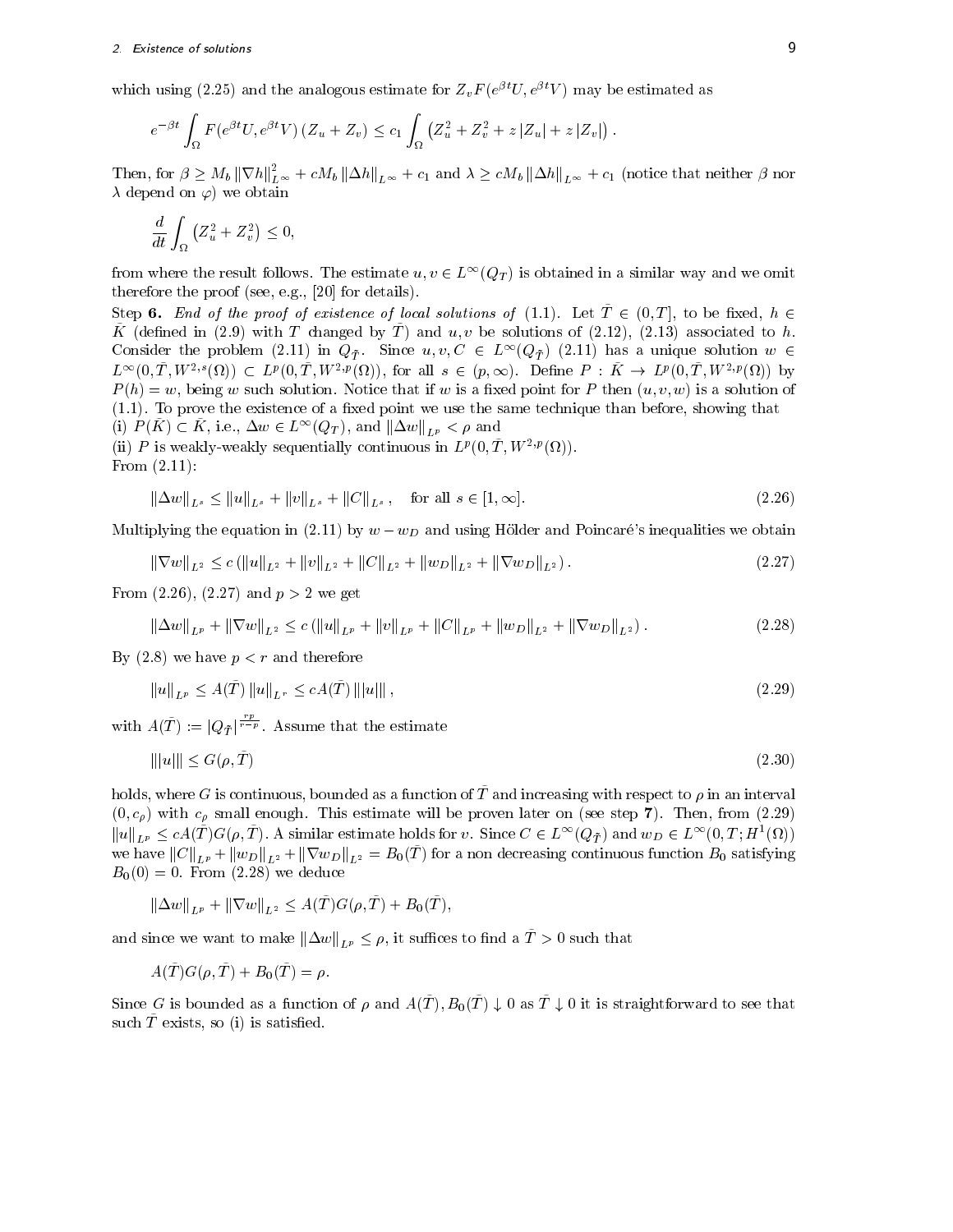which using (2.25) and the analogous estimate for $Z_v F(e^{\beta t}U, e^{\beta t}V)$ may be estimated as

$$e^{-\beta t}\int_\Omega F(e^{\beta t}U, e^{\beta t}V)\,(Z_u+Z_v) \le c_1 \int_\Omega \left(Z_u^2+Z_v^2+z\,|Z_u|+z\,|Z_v|\right).$$

Then, for $\beta \ge M_b \left\|\nabla h\right\|_{L^\infty}^2 + cM_b \left\|\Delta h\right\|_{L^\infty} + c_1$ and $\lambda \ge cM_b \left\|\Delta h\right\|_{L^\infty} + c_1$ (notice that neither $\beta$ nor $\lambda$ depend on $\varphi$) we obtain

$$\frac{d}{dt}\int_\Omega \left(Z_u^2+Z_v^2\right) \le 0,$$

from where the result follows. The estimate $u, v \in L^\infty(Q_T)$ is obtained in a similar way and we omit therefore the proof (see, e.g., [20] for details).

Step **6.** *End of the proof of existence of local solutions of* (1.1). Let $\bar T \in (0,T]$, to be fixed, $h \in \bar K$ (defined in (2.9) with $T$ changed by $\bar T$) and $u, v$ be solutions of (2.12), (2.13) associated to $h$. Consider the problem (2.11) in $Q_{\bar T}$. Since $u, v, C \in L^\infty(Q_{\bar T})$ (2.11) has a unique solution $w \in L^\infty(0,\bar T, W^{2,s}(\Omega)) \subset L^p(0,\bar T, W^{2,p}(\Omega))$, for all $s \in (p,\infty)$. Define $P : \bar K \to L^p(0,\bar T, W^{2,p}(\Omega))$ by $P(h) = w$, being $w$ such solution. Notice that if $w$ is a fixed point for $P$ then $(u,v,w)$ is a solution of (1.1). To prove the existence of a fixed point we use the same technique than before, showing that
(i) $P(\bar K) \subset \bar K$, i.e., $\Delta w \in L^\infty(Q_T)$, and $\left\|\Delta w\right\|_{L^p} < \rho$ and
(ii) $P$ is weakly-weakly sequentially continuous in $L^p(0,\bar T, W^{2,p}(\Omega))$.
From (2.11):

$$\left\|\Delta w\right\|_{L^s} \le \left\|u\right\|_{L^s} + \left\|v\right\|_{L^s} + \left\|C\right\|_{L^s}, \quad \text{for all } s \in [1,\infty]. \tag{2.26}$$

Multiplying the equation in (2.11) by $w - w_D$ and using Hölder and Poincaré's inequalities we obtain

$$\left\|\nabla w\right\|_{L^2} \le c\left(\left\|u\right\|_{L^2} + \left\|v\right\|_{L^2} + \left\|C\right\|_{L^2} + \left\|w_D\right\|_{L^2} + \left\|\nabla w_D\right\|_{L^2}\right). \tag{2.27}$$

From (2.26), (2.27) and $p > 2$ we get

$$\left\|\Delta w\right\|_{L^p} + \left\|\nabla w\right\|_{L^2} \le c\left(\left\|u\right\|_{L^p} + \left\|v\right\|_{L^p} + \left\|C\right\|_{L^p} + \left\|w_D\right\|_{L^2} + \left\|\nabla w_D\right\|_{L^2}\right). \tag{2.28}$$

By (2.8) we have $p < r$ and therefore

$$\left\|u\right\|_{L^p} \le A(\bar T)\left\|u\right\|_{L^r} \le cA(\bar T)\,|||u|||, \tag{2.29}$$

with $A(\bar T) := |Q_{\bar T}|^{\frac{rp}{r-p}}$. Assume that the estimate

$$|||u||| \le G(\rho, \bar T) \tag{2.30}$$

holds, where $G$ is continuous, bounded as a function of $\bar T$ and increasing with respect to $\rho$ in an interval $(0, c_\rho)$ with $c_\rho$ small enough. This estimate will be proven later on (see step **7**). Then, from (2.29) $\left\|u\right\|_{L^p} \le cA(\bar T)G(\rho,\bar T)$. A similar estimate holds for $v$. Since $C \in L^\infty(Q_{\bar T})$ and $w_D \in L^\infty(0,T;H^1(\Omega))$ we have $\left\|C\right\|_{L^p} + \left\|w_D\right\|_{L^2} + \left\|\nabla w_D\right\|_{L^2} = B_0(\bar T)$ for a non decreasing continuous function $B_0$ satisfying $B_0(0) = 0$. From (2.28) we deduce

$$\left\|\Delta w\right\|_{L^p} + \left\|\nabla w\right\|_{L^2} \le A(\bar T)G(\rho,\bar T) + B_0(\bar T),$$

and since we want to make $\left\|\Delta w\right\|_{L^p} \le \rho$, it suffices to find a $\bar T > 0$ such that

$$A(\bar T)G(\rho,\bar T) + B_0(\bar T) = \rho.$$

Since $G$ is bounded as a function of $\rho$ and $A(\bar T), B_0(\bar T) \downarrow 0$ as $\bar T \downarrow 0$ it is straightforward to see that such $\bar T$ exists, so (i) is satisfied.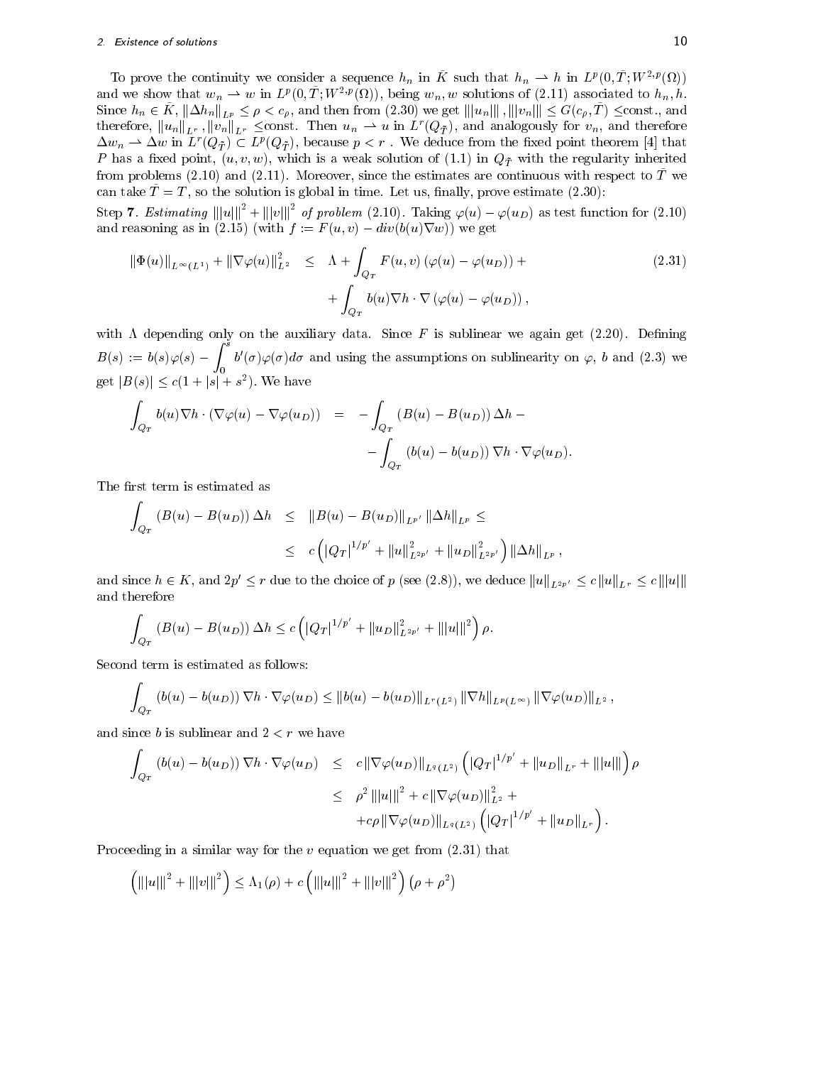To prove the continuity we consider a sequence $h_n$ in $\bar{K}$ such that $h_n \rightharpoonup h$ in $L^p(0,\bar{T};W^{2,p}(\Omega))$ and we show that $w_n \rightharpoonup w$ in $L^p(0,\bar{T};W^{2,p}(\Omega))$, being $w_n, w$ solutions of (2.11) associated to $h_n, h$. Since $h_n \in \bar{K}$, $\|\Delta h_n\|_{L^p} \leq \rho < c_\rho$, and then from (2.30) we get $|||u_n|||, |||v_n||| \leq G(c_\rho, \bar{T}) \leq$const., and therefore, $\|u_n\|_{L^r}, \|v_n\|_{L^r} \leq$const. Then $u_n \rightharpoonup u$ in $L^r(Q_{\bar{T}})$, and analogously for $v_n$, and therefore $\Delta w_n \rightharpoonup \Delta w$ in $L^r(Q_{\bar{T}}) \subset L^p(Q_{\bar{T}})$, because $p < r$ . We deduce from the fixed point theorem [4] that $P$ has a fixed point, $(u,v,w)$, which is a weak solution of (1.1) in $Q_{\bar{T}}$ with the regularity inherited from problems (2.10) and (2.11). Moreover, since the estimates are continuous with respect to $\bar{T}$ we can take $\bar{T} = T$, so the solution is global in time. Let us, finally, prove estimate (2.30):

Step **7**. *Estimating* $|||u|||^2 + |||v|||^2$ *of problem* (2.10). Taking $\varphi(u) - \varphi(u_D)$ as test function for (2.10) and reasoning as in (2.15) (with $f := F(u,v) - div(b(u)\nabla w)$) we get

$$
\begin{aligned}
\|\Phi(u)\|_{L^\infty(L^1)} + \|\nabla\varphi(u)\|_{L^2}^2 &\leq \Lambda + \int_{Q_T} F(u,v)\left(\varphi(u) - \varphi(u_D)\right) + \\
&\quad + \int_{Q_T} b(u)\nabla h \cdot \nabla\left(\varphi(u) - \varphi(u_D)\right),
\end{aligned}
\tag{2.31}
$$

with $\Lambda$ depending only on the auxiliary data. Since $F$ is sublinear we again get (2.20). Defining $B(s) := b(s)\varphi(s) - \displaystyle\int_0^s b'(\sigma)\varphi(\sigma)d\sigma$ and using the assumptions on sublinearity on $\varphi$, $b$ and (2.3) we get $|B(s)| \leq c(1 + |s| + s^2)$. We have

$$
\begin{aligned}
\int_{Q_T} b(u)\nabla h \cdot (\nabla\varphi(u) - \nabla\varphi(u_D)) &= -\int_{Q_T}\left(B(u) - B(u_D)\right)\Delta h - \\
&\quad - \int_{Q_T}\left(b(u) - b(u_D)\right)\nabla h \cdot \nabla\varphi(u_D).
\end{aligned}
$$

The first term is estimated as

$$
\begin{aligned}
\int_{Q_T}\left(B(u) - B(u_D)\right)\Delta h &\leq \|B(u) - B(u_D)\|_{L^{p'}}\|\Delta h\|_{L^p} \leq \\
&\leq c\left(|Q_T|^{1/p'} + \|u\|_{L^{2p'}}^2 + \|u_D\|_{L^{2p'}}^2\right)\|\Delta h\|_{L^p},
\end{aligned}
$$

and since $h \in K$, and $2p' \leq r$ due to the choice of $p$ (see (2.8)), we deduce $\|u\|_{L^{2p'}} \leq c\|u\|_{L^r} \leq c|||u|||$ and therefore

$$
\int_{Q_T}\left(B(u) - B(u_D)\right)\Delta h \leq c\left(|Q_T|^{1/p'} + \|u_D\|_{L^{2p'}}^2 + |||u|||^2\right)\rho.
$$

Second term is estimated as follows:

$$
\int_{Q_T}\left(b(u) - b(u_D)\right)\nabla h \cdot \nabla\varphi(u_D) \leq \|b(u) - b(u_D)\|_{L^r(L^2)}\|\nabla h\|_{L^p(L^\infty)}\|\nabla\varphi(u_D)\|_{L^2},
$$

and since $b$ is sublinear and $2 < r$ we have

$$
\begin{aligned}
\int_{Q_T}\left(b(u) - b(u_D)\right)\nabla h \cdot \nabla\varphi(u_D) &\leq c\|\nabla\varphi(u_D)\|_{L^q(L^2)}\left(|Q_T|^{1/p'} + \|u_D\|_{L^r} + |||u|||\right)\rho \\
&\leq \rho^2|||u|||^2 + c\|\nabla\varphi(u_D)\|_{L^2}^2 + \\
&\quad + c\rho\|\nabla\varphi(u_D)\|_{L^q(L^2)}\left(|Q_T|^{1/p'} + \|u_D\|_{L^r}\right).
\end{aligned}
$$

Proceeding in a similar way for the $v$ equation we get from (2.31) that

$$
\left(|||u|||^2 + |||v|||^2\right) \leq \Lambda_1(\rho) + c\left(|||u|||^2 + |||v|||^2\right)\left(\rho + \rho^2\right)
$$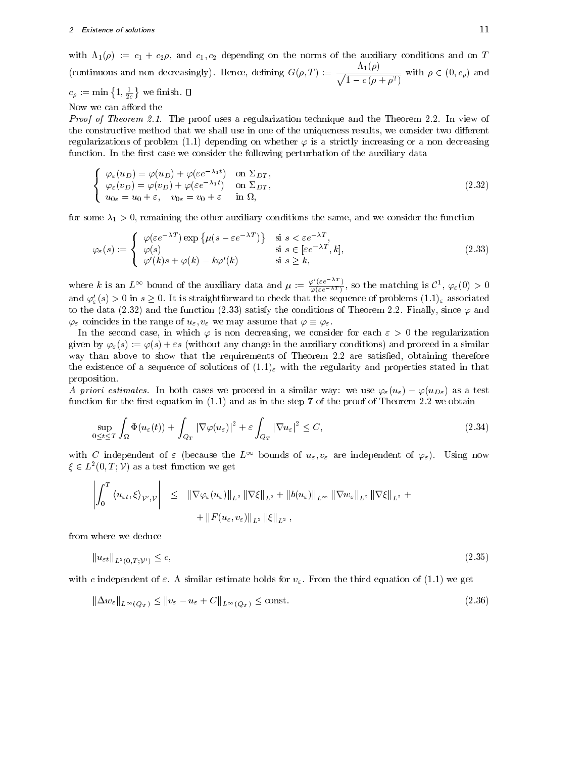with $\Lambda_1(\rho) := c_1 + c_2\rho$, and $c_1, c_2$ depending on the norms of the auxiliary conditions and on $T$ (continuous and non decreasingly). Hence, defining $G(\rho, T) := \dfrac{\Lambda_1(\rho)}{\sqrt{1 - c(\rho + \rho^2)}}$ with $\rho \in (0, c_\rho)$ and $c_\rho := \min\left\{1, \frac{1}{2c}\right\}$ we finish. □

Now we can afford the

*Proof of Theorem 2.1.* The proof uses a regularization technique and the Theorem 2.2. In view of the constructive method that we shall use in one of the uniqueness results, we consider two different regularizations of problem (1.1) depending on whether $\varphi$ is a strictly increasing or a non decreasing function. In the first case we consider the following perturbation of the auxiliary data

$$\left\{\begin{array}{ll} \varphi_\varepsilon(u_D) = \varphi(u_D) + \varphi(\varepsilon e^{-\lambda_1 t}) & \text{on } \Sigma_{DT}, \\ \varphi_\varepsilon(v_D) = \varphi(v_D) + \varphi(\varepsilon e^{-\lambda_1 t}) & \text{on } \Sigma_{DT}, \\ u_{0\varepsilon} = u_0 + \varepsilon, \quad v_{0\varepsilon} = v_0 + \varepsilon & \text{in } \Omega, \end{array}\right. \tag{2.32}$$

for some $\lambda_1 > 0$, remaining the other auxiliary conditions the same, and we consider the function

$$\varphi_\varepsilon(s) := \left\{\begin{array}{ll} \varphi(\varepsilon e^{-\lambda T}) \exp\left\{\mu(s - \varepsilon e^{-\lambda T})\right\} & \text{si } s < \varepsilon e^{-\lambda T}, \\ \varphi(s) & \text{si } s \in [\varepsilon e^{-\lambda T}, k], \\ \varphi'(k)s + \varphi(k) - k\varphi'(k) & \text{si } s \geq k, \end{array}\right. \tag{2.33}$$

where $k$ is an $L^\infty$ bound of the auxiliary data and $\mu := \frac{\varphi'(\varepsilon e^{-\lambda T})}{\varphi(\varepsilon e^{-\lambda T})}$, so the matching is $\mathcal{C}^1$, $\varphi_\varepsilon(0) > 0$ and $\varphi_\varepsilon'(s) > 0$ in $s \geq 0$. It is straightforward to check that the sequence of problems $(1.1)_\varepsilon$ associated to the data (2.32) and the function (2.33) satisfy the conditions of Theorem 2.2. Finally, since $\varphi$ and $\varphi_\varepsilon$ coincides in the range of $u_\varepsilon, v_\varepsilon$ we may assume that $\varphi \equiv \varphi_\varepsilon$.

In the second case, in which $\varphi$ is non decreasing, we consider for each $\varepsilon > 0$ the regularization given by $\varphi_\varepsilon(s) := \varphi(s) + \varepsilon s$ (without any change in the auxiliary conditions) and proceed in a similar way than above to show that the requirements of Theorem 2.2 are satisfied, obtaining therefore the existence of a sequence of solutions of $(1.1)_\varepsilon$ with the regularity and properties stated in that proposition.

*A priori estimates.* In both cases we proceed in a similar way: we use $\varphi_\varepsilon(u_\varepsilon) - \varphi(u_{D\varepsilon})$ as a test function for the first equation in (1.1) and as in the step **7** of the proof of Theorem 2.2 we obtain

$$\sup_{0\leq t\leq T} \int_\Omega \Phi(u_\varepsilon(t)) + \int_{Q_T} |\nabla\varphi(u_\varepsilon)|^2 + \varepsilon\int_{Q_T} |\nabla u_\varepsilon|^2 \leq C, \tag{2.34}$$

with $C$ independent of $\varepsilon$ (because the $L^\infty$ bounds of $u_\varepsilon, v_\varepsilon$ are independent of $\varphi_\varepsilon$). Using now $\xi \in L^2(0, T; \mathcal{V})$ as a test function we get

$$\begin{aligned} \left|\int_0^T \langle u_{\varepsilon t}, \xi\rangle_{\mathcal{V}', \mathcal{V}}\right| \quad &\leq \quad \|\nabla\varphi_\varepsilon(u_\varepsilon)\|_{L^2} \|\nabla\xi\|_{L^2} + \|b(u_\varepsilon)\|_{L^\infty} \|\nabla w_\varepsilon\|_{L^2} \|\nabla\xi\|_{L^2} + \\ &\quad + \|F(u_\varepsilon, v_\varepsilon)\|_{L^2} \|\xi\|_{L^2}, \end{aligned}$$

from where we deduce

$$\|u_{\varepsilon t}\|_{L^2(0,T;\mathcal{V}')} \leq c, \tag{2.35}$$

with $c$ independent of $\varepsilon$. A similar estimate holds for $v_\varepsilon$. From the third equation of (1.1) we get

$$\|\Delta w_\varepsilon\|_{L^\infty(Q_T)} \leq \|v_\varepsilon - u_\varepsilon + C\|_{L^\infty(Q_T)} \leq \text{const}. \tag{2.36}$$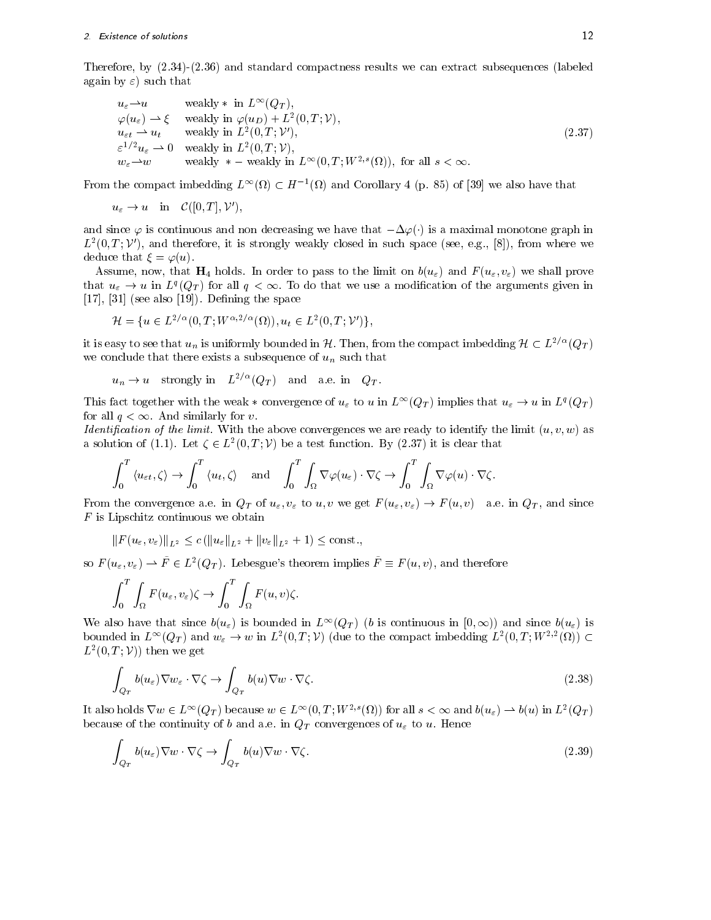Therefore, by (2.34)-(2.36) and standard compactness results we can extract subsequences (labeled again by $\varepsilon$) such that

$$
\begin{array}{lll}
u_\varepsilon \rightharpoonup u & \text{weakly} * \text{ in } L^\infty(Q_T), & \\
\varphi(u_\varepsilon) \rightharpoonup \xi & \text{weakly in } \varphi(u_D) + L^2(0,T;\mathcal{V}), & \\
u_{\varepsilon t} \rightharpoonup u_t & \text{weakly in } L^2(0,T;\mathcal{V}'), & \\
\varepsilon^{1/2} u_\varepsilon \rightharpoonup 0 & \text{weakly in } L^2(0,T;\mathcal{V}), & \\
w_\varepsilon \rightharpoonup w & \text{weakly } * - \text{ weakly in } L^\infty(0,T;W^{2,s}(\Omega)), \text{ for all } s<\infty. &
\end{array}
\tag{2.37}
$$

From the compact imbedding $L^\infty(\Omega) \subset H^{-1}(\Omega)$ and Corollary 4 (p. 85) of [39] we also have that

$$
u_\varepsilon \to u \quad \text{in} \quad \mathcal{C}([0,T],\mathcal{V}'),
$$

and since $\varphi$ is continuous and non decreasing we have that $-\Delta\varphi(\cdot)$ is a maximal monotone graph in $L^2(0,T;\mathcal{V}')$, and therefore, it is strongly weakly closed in such space (see, e.g., [8]), from where we deduce that $\xi = \varphi(u)$.

Assume, now, that $\mathbf{H}_4$ holds. In order to pass to the limit on $b(u_\varepsilon)$ and $F(u_\varepsilon, v_\varepsilon)$ we shall prove that $u_\varepsilon \to u$ in $L^q(Q_T)$ for all $q<\infty$. To do that we use a modification of the arguments given in [17], [31] (see also [19]). Defining the space

$$
\mathcal{H} = \{u \in L^{2/\alpha}(0,T;W^{\alpha,2/\alpha}(\Omega)), u_t \in L^2(0,T;\mathcal{V}')\},
$$

it is easy to see that $u_n$ is uniformly bounded in $\mathcal{H}$. Then, from the compact imbedding $\mathcal{H} \subset L^{2/\alpha}(Q_T)$ we conclude that there exists a subsequence of $u_n$ such that

$$
u_n \to u \quad \text{strongly in} \quad L^{2/\alpha}(Q_T) \quad \text{and} \quad \text{a.e. in} \quad Q_T.
$$

This fact together with the weak $*$ convergence of $u_\varepsilon$ to $u$ in $L^\infty(Q_T)$ implies that $u_\varepsilon \to u$ in $L^q(Q_T)$ for all $q<\infty$. And similarly for $v$.

*Identification of the limit.* With the above convergences we are ready to identify the limit $(u,v,w)$ as a solution of (1.1). Let $\zeta \in L^2(0,T;\mathcal{V})$ be a test function. By (2.37) it is clear that

$$
\int_0^T \langle u_{\varepsilon t}, \zeta\rangle \to \int_0^T \langle u_t, \zeta\rangle \quad \text{and} \quad \int_0^T\int_\Omega \nabla\varphi(u_\varepsilon)\cdot\nabla\zeta \to \int_0^T\int_\Omega \nabla\varphi(u)\cdot\nabla\zeta.
$$

From the convergence a.e. in $Q_T$ of $u_\varepsilon, v_\varepsilon$ to $u, v$ we get $F(u_\varepsilon, v_\varepsilon) \to F(u,v)$ a.e. in $Q_T$, and since $F$ is Lipschitz continuous we obtain

$$
\|F(u_\varepsilon, v_\varepsilon)\|_{L^2} \le c\,(\|u_\varepsilon\|_{L^2} + \|v_\varepsilon\|_{L^2} + 1) \le \text{const.},
$$

so $F(u_\varepsilon, v_\varepsilon) \rightharpoonup \bar{F} \in L^2(Q_T)$. Lebesgue's theorem implies $\bar{F} \equiv F(u,v)$, and therefore

$$
\int_0^T\int_\Omega F(u_\varepsilon, v_\varepsilon)\zeta \to \int_0^T\int_\Omega F(u,v)\zeta.
$$

We also have that since $b(u_\varepsilon)$ is bounded in $L^\infty(Q_T)$ ($b$ is continuous in $[0,\infty)$) and since $b(u_\varepsilon)$ is bounded in $L^\infty(Q_T)$ and $w_\varepsilon \to w$ in $L^2(0,T;\mathcal{V})$ (due to the compact imbedding $L^2(0,T;W^{2,2}(\Omega)) \subset L^2(0,T;\mathcal{V})$) then we get

$$
\int_{Q_T} b(u_\varepsilon)\nabla w_\varepsilon\cdot\nabla\zeta \to \int_{Q_T} b(u)\nabla w\cdot\nabla\zeta. \tag{2.38}
$$

It also holds $\nabla w \in L^\infty(Q_T)$ because $w \in L^\infty(0,T;W^{2,s}(\Omega))$ for all $s<\infty$ and $b(u_\varepsilon) \rightharpoonup b(u)$ in $L^2(Q_T)$ because of the continuity of $b$ and a.e. in $Q_T$ convergences of $u_\varepsilon$ to $u$. Hence

$$
\int_{Q_T} b(u_\varepsilon)\nabla w\cdot\nabla\zeta \to \int_{Q_T} b(u)\nabla w\cdot\nabla\zeta. \tag{2.39}
$$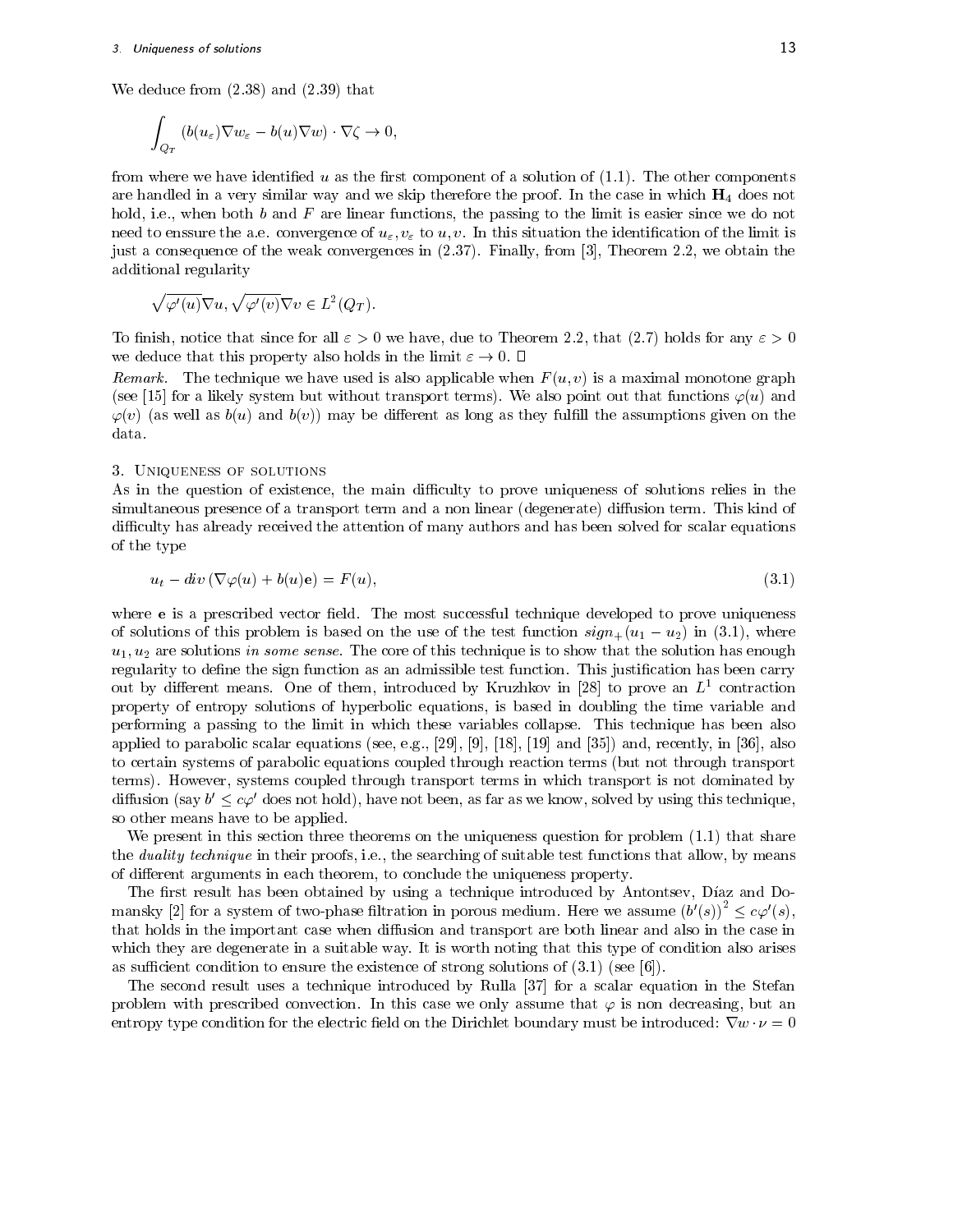We deduce from (2.38) and (2.39) that

$$\int_{Q_T} (b(u_\varepsilon)\nabla w_\varepsilon - b(u)\nabla w) \cdot \nabla\zeta \to 0,$$

from where we have identified $u$ as the first component of a solution of (1.1). The other components are handled in a very similar way and we skip therefore the proof. In the case in which $\mathbf{H}_4$ does not hold, i.e., when both $b$ and $F$ are linear functions, the passing to the limit is easier since we do not need to enssure the a.e. convergence of $u_\varepsilon, v_\varepsilon$ to $u, v$. In this situation the identification of the limit is just a consequence of the weak convergences in (2.37). Finally, from [3], Theorem 2.2, we obtain the additional regularity

$$\sqrt{\varphi'(u)}\nabla u, \sqrt{\varphi'(v)}\nabla v \in L^2(Q_T).$$

To finish, notice that since for all $\varepsilon > 0$ we have, due to Theorem 2.2, that (2.7) holds for any $\varepsilon > 0$ we deduce that this property also holds in the limit $\varepsilon \to 0$. □

*Remark.* The technique we have used is also applicable when $F(u, v)$ is a maximal monotone graph (see [15] for a likely system but without transport terms). We also point out that functions $\varphi(u)$ and $\varphi(v)$ (as well as $b(u)$ and $b(v)$) may be different as long as they fulfill the assumptions given on the data.

## 3. Uniqueness of solutions

As in the question of existence, the main difficulty to prove uniqueness of solutions relies in the simultaneous presence of a transport term and a non linear (degenerate) diffusion term. This kind of difficulty has already received the attention of many authors and has been solved for scalar equations of the type

$$u_t - div\,(\nabla\varphi(u) + b(u)\mathbf{e}) = F(u), \tag{3.1}$$

where $\mathbf{e}$ is a prescribed vector field. The most successful technique developed to prove uniqueness of solutions of this problem is based on the use of the test function $sign_+(u_1 - u_2)$ in (3.1), where $u_1, u_2$ are solutions *in some sense*. The core of this technique is to show that the solution has enough regularity to define the sign function as an admissible test function. This justification has been carry out by different means. One of them, introduced by Kruzhkov in [28] to prove an $L^1$ contraction property of entropy solutions of hyperbolic equations, is based in doubling the time variable and performing a passing to the limit in which these variables collapse. This technique has been also applied to parabolic scalar equations (see, e.g., [29], [9], [18], [19] and [35]) and, recently, in [36], also to certain systems of parabolic equations coupled through reaction terms (but not through transport terms). However, systems coupled through transport terms in which transport is not dominated by diffusion (say $b' \leq c\varphi'$ does not hold), have not been, as far as we know, solved by using this technique, so other means have to be applied.

We present in this section three theorems on the uniqueness question for problem (1.1) that share the *duality technique* in their proofs, i.e., the searching of suitable test functions that allow, by means of different arguments in each theorem, to conclude the uniqueness property.

The first result has been obtained by using a technique introduced by Antontsev, Díaz and Domansky [2] for a system of two-phase filtration in porous medium. Here we assume $(b'(s))^2 \leq c\varphi'(s)$, that holds in the important case when diffusion and transport are both linear and also in the case in which they are degenerate in a suitable way. It is worth noting that this type of condition also arises as sufficient condition to ensure the existence of strong solutions of (3.1) (see [6]).

The second result uses a technique introduced by Rulla [37] for a scalar equation in the Stefan problem with prescribed convection. In this case we only assume that $\varphi$ is non decreasing, but an entropy type condition for the electric field on the Dirichlet boundary must be introduced: $\nabla w \cdot \nu = 0$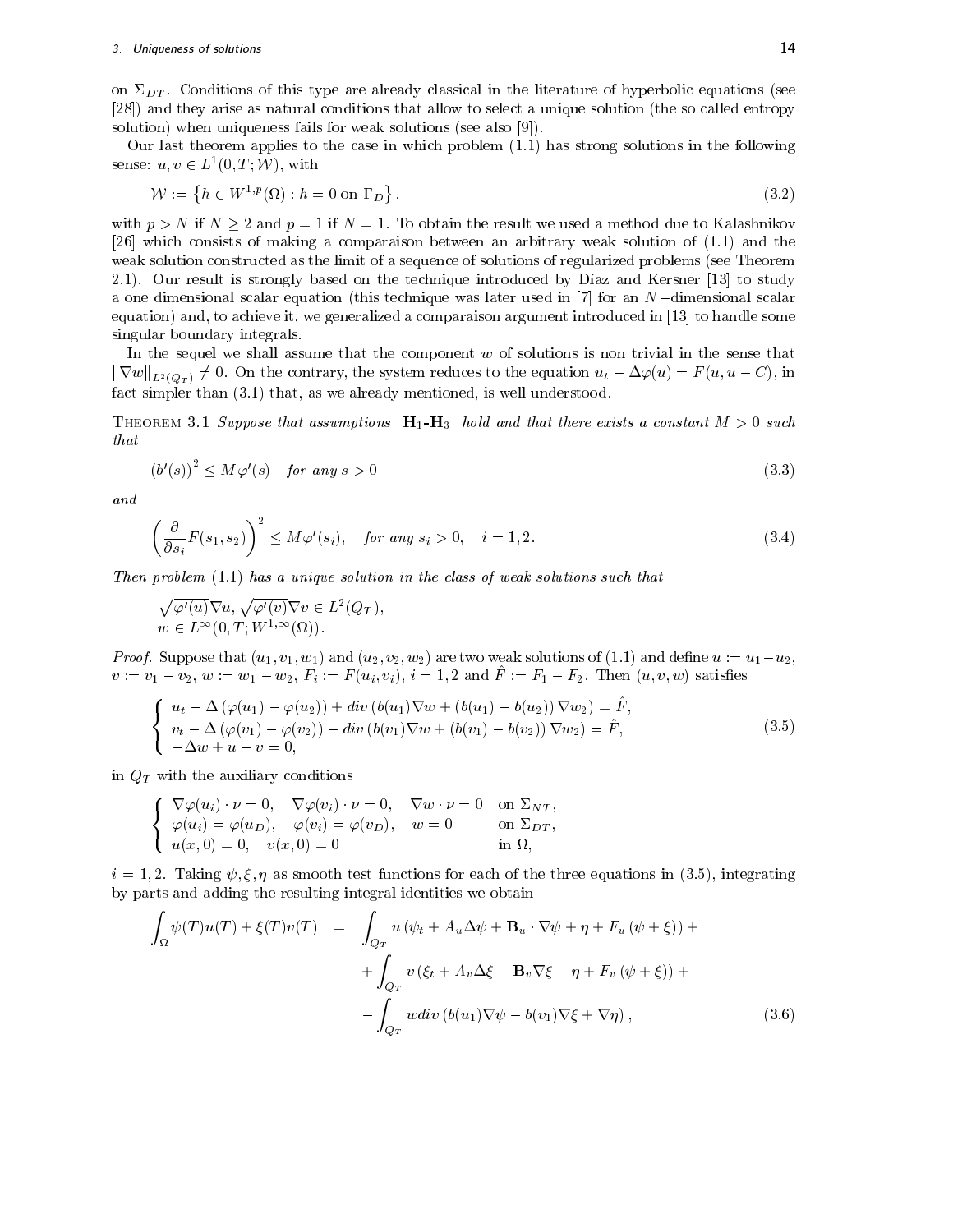on $\Sigma_{DT}$. Conditions of this type are already classical in the literature of hyperbolic equations (see [28]) and they arise as natural conditions that allow to select a unique solution (the so called entropy solution) when uniqueness fails for weak solutions (see also [9]).

Our last theorem applies to the case in which problem (1.1) has strong solutions in the following sense: $u, v \in L^1(0,T;\mathcal{W})$, with

$$\mathcal{W} := \left\{ h \in W^{1,p}(\Omega) : h = 0 \text{ on } \Gamma_D \right\}. \tag{3.2}$$

with $p > N$ if $N \geq 2$ and $p = 1$ if $N = 1$. To obtain the result we used a method due to Kalashnikov [26] which consists of making a comparaison between an arbitrary weak solution of (1.1) and the weak solution constructed as the limit of a sequence of solutions of regularized problems (see Theorem 2.1). Our result is strongly based on the technique introduced by Díaz and Kersner [13] to study a one dimensional scalar equation (this technique was later used in [7] for an $N-$dimensional scalar equation) and, to achieve it, we generalized a comparaison argument introduced in [13] to handle some singular boundary integrals.

In the sequel we shall assume that the component $w$ of solutions is non trivial in the sense that $\|\nabla w\|_{L^2(Q_T)} \neq 0$. On the contrary, the system reduces to the equation $u_t - \Delta\varphi(u) = F(u, u - C)$, in fact simpler than (3.1) that, as we already mentioned, is well understood.

Theorem 3.1 *Suppose that assumptions* $\mathbf{H}_1$-$\mathbf{H}_3$ *hold and that there exists a constant $M > 0$ such that*

$$\left(b'(s)\right)^2 \leq M\,\varphi'(s) \quad \text{for any } s > 0 \tag{3.3}$$

*and*

$$\left(\frac{\partial}{\partial s_i} F(s_1, s_2)\right)^2 \leq M\varphi'(s_i), \quad \text{for any } s_i > 0, \quad i = 1, 2. \tag{3.4}$$

*Then problem (1.1) has a unique solution in the class of weak solutions such that*

$$\begin{aligned}
&\sqrt{\varphi'(u)}\nabla u, \sqrt{\varphi'(v)}\nabla v \in L^2(Q_T),\\
&w \in L^\infty(0,T;W^{1,\infty}(\Omega)).
\end{aligned}$$

*Proof.* Suppose that $(u_1, v_1, w_1)$ and $(u_2, v_2, w_2)$ are two weak solutions of (1.1) and define $u := u_1 - u_2$, $v := v_1 - v_2$, $w := w_1 - w_2$, $F_i := F(u_i, v_i)$, $i = 1, 2$ and $\hat{F} := F_1 - F_2$. Then $(u, v, w)$ satisfies

$$\left\{ \begin{array}{l}
u_t - \Delta\left(\varphi(u_1) - \varphi(u_2)\right) + div\left(b(u_1)\nabla w + \left(b(u_1) - b(u_2)\right)\nabla w_2\right) = \hat{F},\\
v_t - \Delta\left(\varphi(v_1) - \varphi(v_2)\right) - div\left(b(v_1)\nabla w + \left(b(v_1) - b(v_2)\right)\nabla w_2\right) = \hat{F},\\
-\Delta w + u - v = 0,
\end{array} \right. \tag{3.5}$$

in $Q_T$ with the auxiliary conditions

$$\left\{ \begin{array}{lll}
\nabla\varphi(u_i)\cdot\nu = 0, \quad \nabla\varphi(v_i)\cdot\nu = 0, \quad \nabla w\cdot\nu = 0 & & \text{on } \Sigma_{NT},\\
\varphi(u_i) = \varphi(u_D), \quad \varphi(v_i) = \varphi(v_D), \quad w = 0 & & \text{on } \Sigma_{DT},\\
u(x,0) = 0, \quad v(x,0) = 0 & & \text{in } \Omega,
\end{array} \right.$$

$i = 1, 2$. Taking $\psi, \xi, \eta$ as smooth test functions for each of the three equations in (3.5), integrating by parts and adding the resulting integral identities we obtain

$$\begin{aligned}
\int_\Omega \psi(T)u(T) + \xi(T)v(T) \quad = \quad & \int_{Q_T} u\left(\psi_t + A_u\Delta\psi + \mathbf{B}_u\cdot\nabla\psi + \eta + F_u\left(\psi + \xi\right)\right) + \\
& + \int_{Q_T} v\left(\xi_t + A_v\Delta\xi - \mathbf{B}_v\nabla\xi - \eta + F_v\left(\psi + \xi\right)\right) + \\
& - \int_{Q_T} w div\left(b(u_1)\nabla\psi - b(v_1)\nabla\xi + \nabla\eta\right),
\end{aligned} \tag{3.6}$$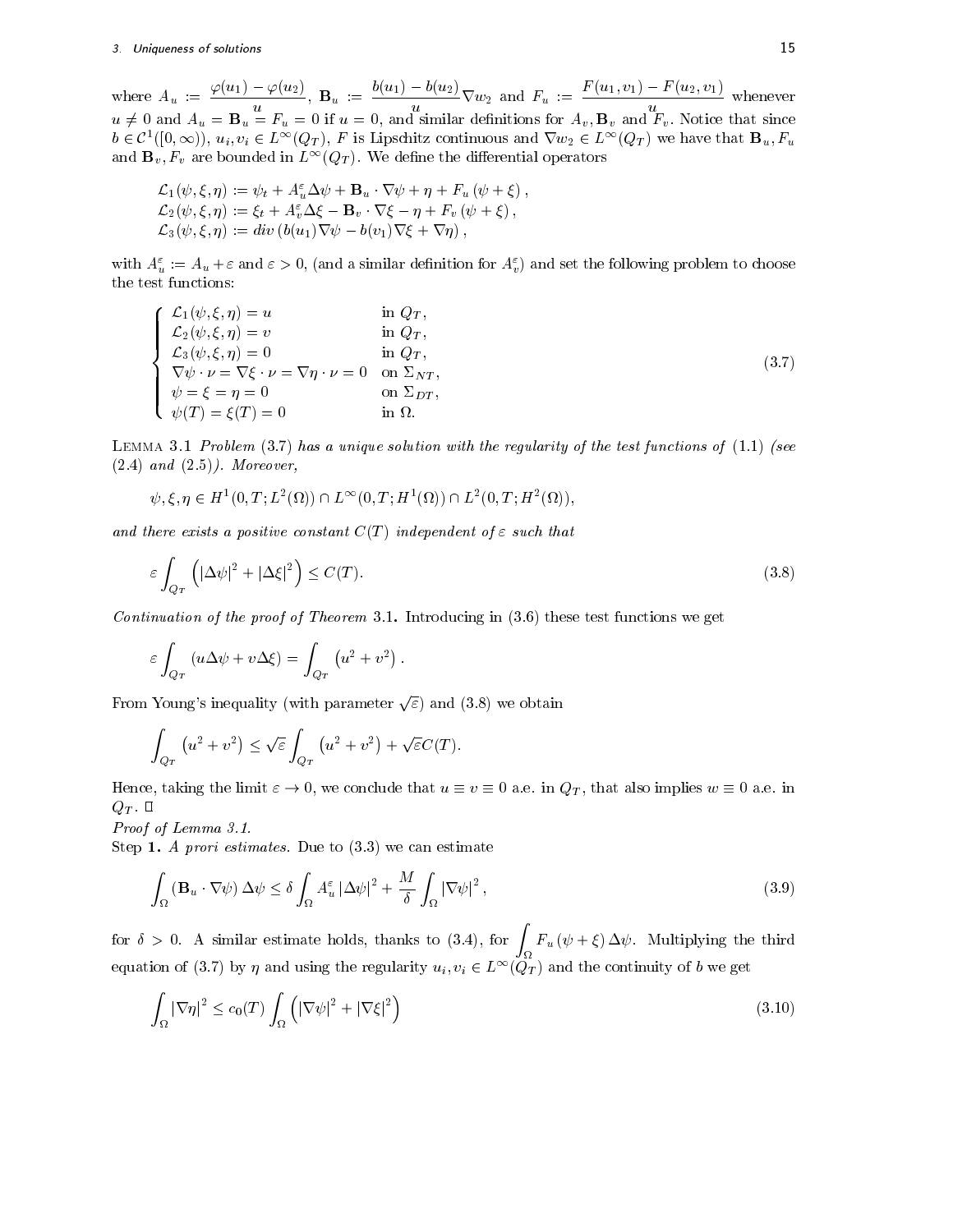where $A_u := \dfrac{\varphi(u_1)-\varphi(u_2)}{u}$, $\mathbf{B}_u := \dfrac{b(u_1)-b(u_2)}{u}\nabla w_2$ and $F_u := \dfrac{F(u_1,v_1)-F(u_2,v_1)}{u}$ whenever $u \neq 0$ and $A_u = \mathbf{B}_u = F_u = 0$ if $u=0$, and similar definitions for $A_v, \mathbf{B}_v$ and $F_v$. Notice that since $b \in \mathcal{C}^1([0,\infty))$, $u_i, v_i \in L^\infty(Q_T)$, $F$ is Lipschitz continuous and $\nabla w_2 \in L^\infty(Q_T)$ we have that $\mathbf{B}_u, F_u$ and $\mathbf{B}_v, F_v$ are bounded in $L^\infty(Q_T)$. We define the differential operators

$$
\begin{aligned}
&\mathcal{L}_1(\psi,\xi,\eta) := \psi_t + A_u^\varepsilon \Delta\psi + \mathbf{B}_u\cdot\nabla\psi + \eta + F_u\,(\psi+\xi)\,,\\
&\mathcal{L}_2(\psi,\xi,\eta) := \xi_t + A_v^\varepsilon \Delta\xi - \mathbf{B}_v\cdot\nabla\xi - \eta + F_v\,(\psi+\xi)\,,\\
&\mathcal{L}_3(\psi,\xi,\eta) := div\,(b(u_1)\nabla\psi - b(v_1)\nabla\xi + \nabla\eta)\,,
\end{aligned}
$$

with $A_u^\varepsilon := A_u + \varepsilon$ and $\varepsilon > 0$, (and a similar definition for $A_v^\varepsilon$) and set the following problem to choose the test functions:

$$
\left\{
\begin{array}{ll}
\mathcal{L}_1(\psi,\xi,\eta) = u & \text{in } Q_T,\\
\mathcal{L}_2(\psi,\xi,\eta) = v & \text{in } Q_T,\\
\mathcal{L}_3(\psi,\xi,\eta) = 0 & \text{in } Q_T,\\
\nabla\psi\cdot\nu = \nabla\xi\cdot\nu = \nabla\eta\cdot\nu = 0 & \text{on } \Sigma_{NT},\\
\psi = \xi = \eta = 0 & \text{on } \Sigma_{DT},\\
\psi(T) = \xi(T) = 0 & \text{in } \Omega.
\end{array}
\right.
\tag{3.7}
$$

Lemma 3.1 *Problem* (3.7) *has a unique solution with the regularity of the test functions of* (1.1) *(see* (2.4) *and* (2.5)*). Moreover,*

$$
\psi,\xi,\eta \in H^1(0,T;L^2(\Omega)) \cap L^\infty(0,T;H^1(\Omega)) \cap L^2(0,T;H^2(\Omega)),
$$

*and there exists a positive constant $C(T)$ independent of $\varepsilon$ such that*

$$
\varepsilon \int_{Q_T} \left(|\Delta\psi|^2 + |\Delta\xi|^2\right) \le C(T). \tag{3.8}
$$

*Continuation of the proof of Theorem* **3.1.** Introducing in (3.6) these test functions we get

$$
\varepsilon \int_{Q_T} (u\Delta\psi + v\Delta\xi) = \int_{Q_T} \left(u^2+v^2\right).
$$

From Young's inequality (with parameter $\sqrt{\varepsilon}$) and (3.8) we obtain

$$
\int_{Q_T} \left(u^2+v^2\right) \le \sqrt{\varepsilon}\int_{Q_T}\left(u^2+v^2\right) + \sqrt{\varepsilon}C(T).
$$

Hence, taking the limit $\varepsilon \to 0$, we conclude that $u \equiv v \equiv 0$ a.e. in $Q_T$, that also implies $w \equiv 0$ a.e. in $Q_T$. □

*Proof of Lemma 3.1.*

Step **1.** *A prori estimates.* Due to (3.3) we can estimate

$$
\int_\Omega (\mathbf{B}_u\cdot\nabla\psi)\,\Delta\psi \le \delta\int_\Omega A_u^\varepsilon\,|\Delta\psi|^2 + \frac{M}{\delta}\int_\Omega |\nabla\psi|^2\,, \tag{3.9}
$$

for $\delta > 0$. A similar estimate holds, thanks to (3.4), for $\displaystyle\int_\Omega F_u\,(\psi+\xi)\,\Delta\psi$. Multiplying the third equation of (3.7) by $\eta$ and using the regularity $u_i, v_i \in L^\infty(Q_T)$ and the continuity of $b$ we get

$$
\int_\Omega |\nabla\eta|^2 \le c_0(T)\int_\Omega \left(|\nabla\psi|^2 + |\nabla\xi|^2\right) \tag{3.10}
$$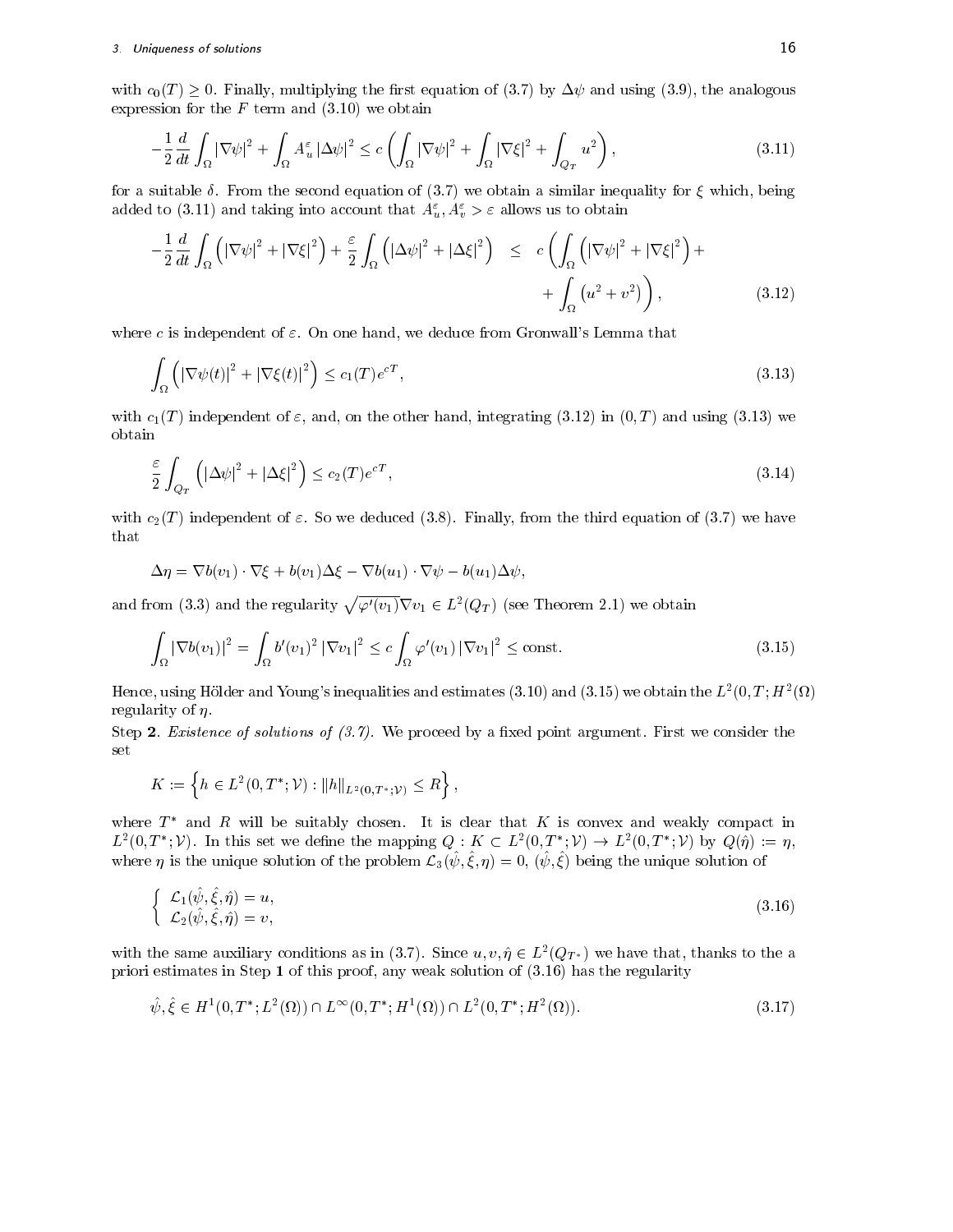with $c_0(T) \geq 0$. Finally, multiplying the first equation of (3.7) by $\Delta\psi$ and using (3.9), the analogous expression for the $F$ term and (3.10) we obtain

$$-\frac{1}{2}\frac{d}{dt}\int_\Omega |\nabla\psi|^2 + \int_\Omega A_u^\varepsilon |\Delta\psi|^2 \leq c\left(\int_\Omega |\nabla\psi|^2 + \int_\Omega |\nabla\xi|^2 + \int_{Q_T} u^2\right), \tag{3.11}$$

for a suitable $\delta$. From the second equation of (3.7) we obtain a similar inequality for $\xi$ which, being added to (3.11) and taking into account that $A_u^\varepsilon, A_v^\varepsilon > \varepsilon$ allows us to obtain

$$\begin{aligned}-\frac{1}{2}\frac{d}{dt}\int_\Omega \left(|\nabla\psi|^2 + |\nabla\xi|^2\right) + \frac{\varepsilon}{2}\int_\Omega \left(|\Delta\psi|^2 + |\Delta\xi|^2\right) \quad &\leq \quad c\left(\int_\Omega \left(|\nabla\psi|^2 + |\nabla\xi|^2\right) + \right. \\ &\left. + \int_\Omega \left(u^2 + v^2\right)\right), \end{aligned} \tag{3.12}$$

where $c$ is independent of $\varepsilon$. On one hand, we deduce from Gronwall's Lemma that

$$\int_\Omega \left(|\nabla\psi(t)|^2 + |\nabla\xi(t)|^2\right) \leq c_1(T)e^{cT}, \tag{3.13}$$

with $c_1(T)$ independent of $\varepsilon$, and, on the other hand, integrating (3.12) in $(0,T)$ and using (3.13) we obtain

$$\frac{\varepsilon}{2}\int_{Q_T} \left(|\Delta\psi|^2 + |\Delta\xi|^2\right) \leq c_2(T)e^{cT}, \tag{3.14}$$

with $c_2(T)$ independent of $\varepsilon$. So we deduced (3.8). Finally, from the third equation of (3.7) we have that

$$\Delta\eta = \nabla b(v_1)\cdot\nabla\xi + b(v_1)\Delta\xi - \nabla b(u_1)\cdot\nabla\psi - b(u_1)\Delta\psi,$$

and from (3.3) and the regularity $\sqrt{\varphi'(v_1)}\nabla v_1 \in L^2(Q_T)$ (see Theorem 2.1) we obtain

$$\int_\Omega |\nabla b(v_1)|^2 = \int_\Omega b'(v_1)^2 |\nabla v_1|^2 \leq c\int_\Omega \varphi'(v_1)|\nabla v_1|^2 \leq \text{const}. \tag{3.15}$$

Hence, using Hölder and Young's inequalities and estimates (3.10) and (3.15) we obtain the $L^2(0,T;H^2(\Omega))$ regularity of $\eta$.

Step **2**. *Existence of solutions of (3.7).* We proceed by a fixed point argument. First we consider the set

$$K := \left\{h \in L^2(0,T^*;\mathcal{V}) : \|h\|_{L^2(0,T^*;\mathcal{V})} \leq R\right\},$$

where $T^*$ and $R$ will be suitably chosen. It is clear that $K$ is convex and weakly compact in $L^2(0,T^*;\mathcal{V})$. In this set we define the mapping $Q: K \subset L^2(0,T^*;\mathcal{V}) \to L^2(0,T^*;\mathcal{V})$ by $Q(\hat\eta) := \eta$, where $\eta$ is the unique solution of the problem $\mathcal{L}_3(\hat\psi,\hat\xi,\eta) = 0$, $(\hat\psi,\hat\xi)$ being the unique solution of

$$\begin{cases} \mathcal{L}_1(\hat\psi,\hat\xi,\hat\eta) = u, \\ \mathcal{L}_2(\hat\psi,\hat\xi,\hat\eta) = v, \end{cases} \tag{3.16}$$

with the same auxiliary conditions as in (3.7). Since $u, v, \hat\eta \in L^2(Q_{T^*})$ we have that, thanks to the a priori estimates in Step **1** of this proof, any weak solution of (3.16) has the regularity

$$\hat\psi, \hat\xi \in H^1(0,T^*;L^2(\Omega)) \cap L^\infty(0,T^*;H^1(\Omega)) \cap L^2(0,T^*;H^2(\Omega)). \tag{3.17}$$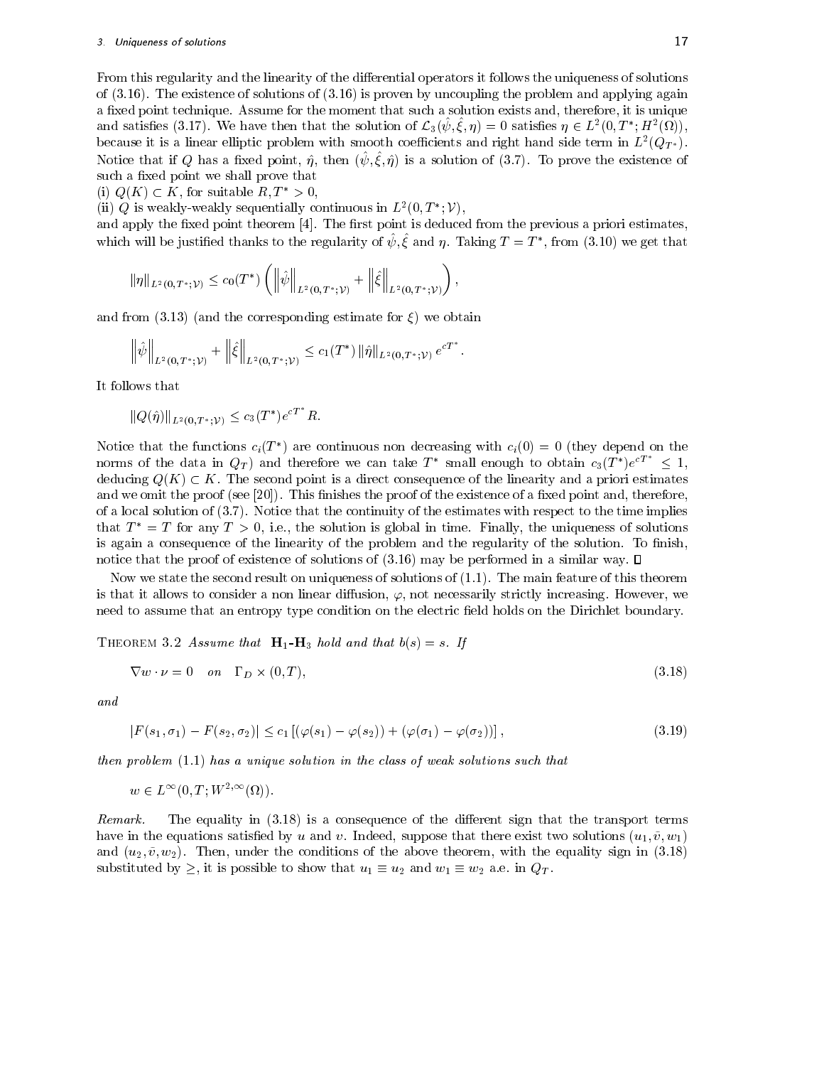From this regularity and the linearity of the differential operators it follows the uniqueness of solutions of (3.16). The existence of solutions of (3.16) is proven by uncoupling the problem and applying again a fixed point technique. Assume for the moment that such a solution exists and, therefore, it is unique and satisfies (3.17). We have then that the solution of $\mathcal{L}_3(\hat{\psi}, \hat{\xi}, \eta) = 0$ satisfies $\eta \in L^2(0, T^*; H^2(\Omega))$, because it is a linear elliptic problem with smooth coefficients and right hand side term in $L^2(Q_{T^*})$. Notice that if $Q$ has a fixed point, $\hat{\eta}$, then $(\hat{\psi}, \hat{\xi}, \hat{\eta})$ is a solution of (3.7). To prove the existence of such a fixed point we shall prove that

(i) $Q(K) \subset K$, for suitable $R, T^* > 0$,

(ii) $Q$ is weakly-weakly sequentially continuous in $L^2(0, T^*; \mathcal{V})$,

and apply the fixed point theorem [4]. The first point is deduced from the previous a priori estimates, which will be justified thanks to the regularity of $\hat{\psi}, \hat{\xi}$ and $\eta$. Taking $T = T^*$, from (3.10) we get that

$$\|\eta\|_{L^2(0,T^*;\mathcal{V})} \leq c_0(T^*) \left( \left\|\hat{\psi}\right\|_{L^2(0,T^*;\mathcal{V})} + \left\|\hat{\xi}\right\|_{L^2(0,T^*;\mathcal{V})} \right),$$

and from (3.13) (and the corresponding estimate for $\xi$) we obtain

$$\left\|\hat{\psi}\right\|_{L^2(0,T^*;\mathcal{V})} + \left\|\hat{\xi}\right\|_{L^2(0,T^*;\mathcal{V})} \leq c_1(T^*) \left\|\hat{\eta}\right\|_{L^2(0,T^*;\mathcal{V})} e^{cT^*}.$$

It follows that

$$\|Q(\hat{\eta})\|_{L^2(0,T^*;\mathcal{V})} \leq c_3(T^*) e^{cT^*} R.$$

Notice that the functions $c_i(T^*)$ are continuous non decreasing with $c_i(0) = 0$ (they depend on the norms of the data in $Q_T$) and therefore we can take $T^*$ small enough to obtain $c_3(T^*) e^{cT^*} \leq 1$, deducing $Q(K) \subset K$. The second point is a direct consequence of the linearity and a priori estimates and we omit the proof (see [20]). This finishes the proof of the existence of a fixed point and, therefore, of a local solution of (3.7). Notice that the continuity of the estimates with respect to the time implies that $T^* = T$ for any $T > 0$, i.e., the solution is global in time. Finally, the uniqueness of solutions is again a consequence of the linearity of the problem and the regularity of the solution. To finish, notice that the proof of existence of solutions of (3.16) may be performed in a similar way. □

Now we state the second result on uniqueness of solutions of (1.1). The main feature of this theorem is that it allows to consider a non linear diffusion, $\varphi$, not necessarily strictly increasing. However, we need to assume that an entropy type condition on the electric field holds on the Dirichlet boundary.

Theorem 3.2 *Assume that* $\mathbf{H}_1$*-*$\mathbf{H}_3$ *hold and that* $b(s) = s$*. If*

$$\nabla w \cdot \nu = 0 \quad on \quad \Gamma_D \times (0, T), \tag{3.18}$$

*and*

$$|F(s_1, \sigma_1) - F(s_2, \sigma_2)| \leq c_1 \left[ (\varphi(s_1) - \varphi(s_2)) + (\varphi(\sigma_1) - \varphi(\sigma_2)) \right], \tag{3.19}$$

*then problem* (1.1) *has a unique solution in the class of weak solutions such that*

$$w \in L^\infty(0, T; W^{2,\infty}(\Omega)).$$

*Remark.* The equality in (3.18) is a consequence of the different sign that the transport terms have in the equations satisfied by $u$ and $v$. Indeed, suppose that there exist two solutions $(u_1, \bar{v}, w_1)$ and $(u_2, \bar{v}, w_2)$. Then, under the conditions of the above theorem, with the equality sign in (3.18) substituted by $\geq$, it is possible to show that $u_1 \equiv u_2$ and $w_1 \equiv w_2$ a.e. in $Q_T$.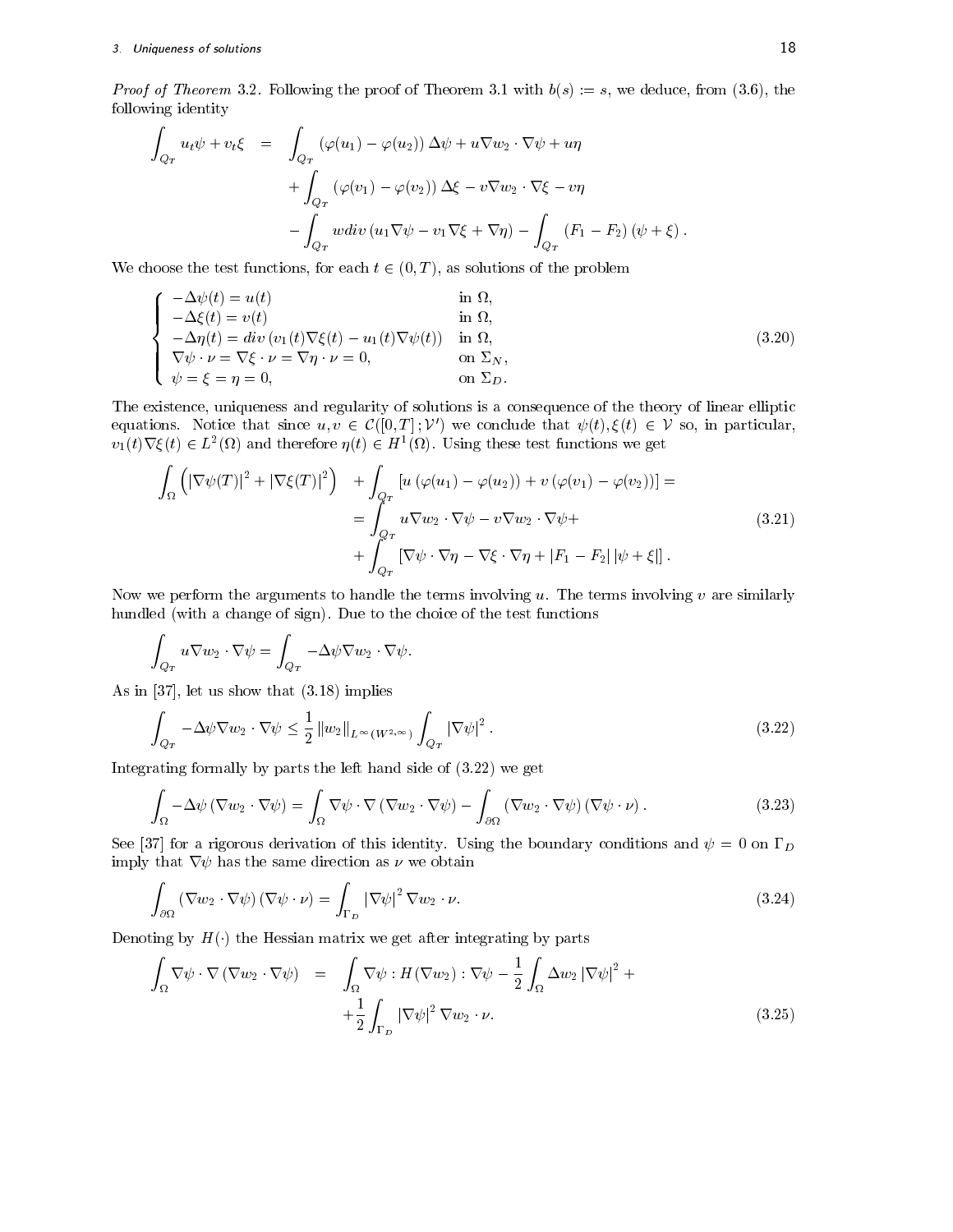*Proof of Theorem* 3.2. Following the proof of Theorem 3.1 with $b(s) := s$, we deduce, from (3.6), the following identity

$$
\begin{aligned}
\int_{Q_T} u_t\psi + v_t\xi \quad = \quad & \int_{Q_T} (\varphi(u_1) - \varphi(u_2))\, \Delta\psi + u\nabla w_2 \cdot \nabla\psi + u\eta \\
& + \int_{Q_T} (\varphi(v_1) - \varphi(v_2))\, \Delta\xi - v\nabla w_2 \cdot \nabla\xi - v\eta \\
& - \int_{Q_T} w div\,(u_1\nabla\psi - v_1\nabla\xi + \nabla\eta) - \int_{Q_T} (F_1 - F_2)\,(\psi + \xi)\,.
\end{aligned}
$$

We choose the test functions, for each $t \in (0, T)$, as solutions of the problem

$$
\begin{cases}
-\Delta\psi(t) = u(t) & \text{in } \Omega, \\
-\Delta\xi(t) = v(t) & \text{in } \Omega, \\
-\Delta\eta(t) = div\,(v_1(t)\nabla\xi(t) - u_1(t)\nabla\psi(t)) & \text{in } \Omega, \\
\nabla\psi \cdot \nu = \nabla\xi \cdot \nu = \nabla\eta \cdot \nu = 0, & \text{on } \Sigma_N, \\
\psi = \xi = \eta = 0, & \text{on } \Sigma_D.
\end{cases}
\tag{3.20}
$$

The existence, uniqueness and regularity of solutions is a consequence of the theory of linear elliptic equations. Notice that since $u, v \in \mathcal{C}([0,T]; \mathcal{V}')$ we conclude that $\psi(t), \xi(t) \in \mathcal{V}$ so, in particular, $v_1(t)\nabla\xi(t) \in L^2(\Omega)$ and therefore $\eta(t) \in H^1(\Omega)$. Using these test functions we get

$$
\begin{aligned}
\int_\Omega \left(|\nabla\psi(T)|^2 + |\nabla\xi(T)|^2\right) \quad & + \int_{Q_T} \left[u\,(\varphi(u_1) - \varphi(u_2)) + v\,(\varphi(v_1) - \varphi(v_2))\right] = \\
& = \int_{Q_T} u\nabla w_2 \cdot \nabla\psi - v\nabla w_2 \cdot \nabla\psi + \\
& + \int_{Q_T} \left[\nabla\psi \cdot \nabla\eta - \nabla\xi \cdot \nabla\eta + |F_1 - F_2|\, |\psi + \xi|\right].
\end{aligned}
\tag{3.21}
$$

Now we perform the arguments to handle the terms involving $u$. The terms involving $v$ are similarly hundled (with a change of sign). Due to the choice of the test functions

$$
\int_{Q_T} u\nabla w_2 \cdot \nabla\psi = \int_{Q_T} -\Delta\psi\nabla w_2 \cdot \nabla\psi.
$$

As in [37], let us show that (3.18) implies

$$
\int_{Q_T} -\Delta\psi\nabla w_2 \cdot \nabla\psi \leq \frac{1}{2}\, \|w_2\|_{L^\infty(W^{2,\infty})} \int_{Q_T} |\nabla\psi|^2\,.
\tag{3.22}
$$

Integrating formally by parts the left hand side of (3.22) we get

$$
\int_\Omega -\Delta\psi\,(\nabla w_2 \cdot \nabla\psi) = \int_\Omega \nabla\psi \cdot \nabla\,(\nabla w_2 \cdot \nabla\psi) - \int_{\partial\Omega} (\nabla w_2 \cdot \nabla\psi)\,(\nabla\psi \cdot \nu)\,.
\tag{3.23}
$$

See [37] for a rigorous derivation of this identity. Using the boundary conditions and $\psi = 0$ on $\Gamma_D$ imply that $\nabla\psi$ has the same direction as $\nu$ we obtain

$$
\int_{\partial\Omega} (\nabla w_2 \cdot \nabla\psi)\,(\nabla\psi \cdot \nu) = \int_{\Gamma_D} |\nabla\psi|^2\, \nabla w_2 \cdot \nu.
\tag{3.24}
$$

Denoting by $H(\cdot)$ the Hessian matrix we get after integrating by parts

$$
\begin{aligned}
\int_\Omega \nabla\psi \cdot \nabla\,(\nabla w_2 \cdot \nabla\psi) \quad = \quad & \int_\Omega \nabla\psi : H\,(\nabla w_2) : \nabla\psi - \frac{1}{2}\int_\Omega \Delta w_2\, |\nabla\psi|^2 + \\
& + \frac{1}{2}\int_{\Gamma_D} |\nabla\psi|^2\, \nabla w_2 \cdot \nu.
\end{aligned}
\tag{3.25}
$$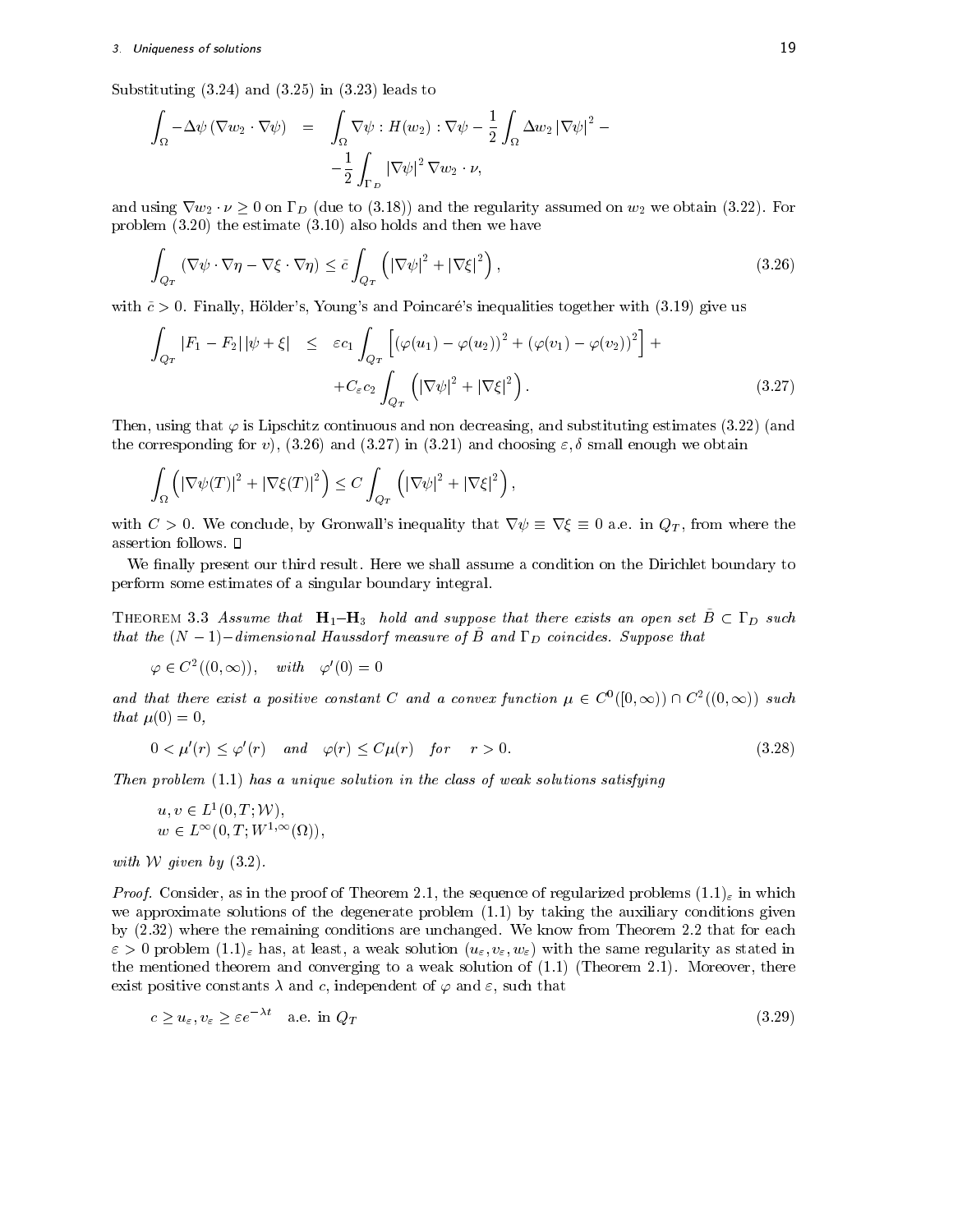Substituting (3.24) and (3.25) in (3.23) leads to

$$\int_\Omega -\Delta\psi\,(\nabla w_2\cdot\nabla\psi) = \int_\Omega \nabla\psi : H(w_2) : \nabla\psi - \frac{1}{2}\int_\Omega \Delta w_2\,|\nabla\psi|^2 - -\frac{1}{2}\int_{\Gamma_D} |\nabla\psi|^2\,\nabla w_2\cdot\nu,$$

and using $\nabla w_2\cdot\nu \geq 0$ on $\Gamma_D$ (due to (3.18)) and the regularity assumed on $w_2$ we obtain (3.22). For problem (3.20) the estimate (3.10) also holds and then we have

$$\int_{Q_T} (\nabla\psi\cdot\nabla\eta - \nabla\xi\cdot\nabla\eta) \leq \bar{c}\int_{Q_T}\left(|\nabla\psi|^2 + |\nabla\xi|^2\right), \tag{3.26}$$

with $\bar{c}>0$. Finally, Hölder's, Young's and Poincaré's inequalities together with (3.19) give us

$$\begin{aligned}\int_{Q_T} |F_1-F_2|\,|\psi+\xi| \leq\ & \varepsilon c_1\int_{Q_T}\left[(\varphi(u_1)-\varphi(u_2))^2 + (\varphi(v_1)-\varphi(v_2))^2\right] + \\ & + C_\varepsilon c_2\int_{Q_T}\left(|\nabla\psi|^2+|\nabla\xi|^2\right).\end{aligned} \tag{3.27}$$

Then, using that $\varphi$ is Lipschitz continuous and non decreasing, and substituting estimates (3.22) (and the corresponding for $v$), (3.26) and (3.27) in (3.21) and choosing $\varepsilon,\delta$ small enough we obtain

$$\int_\Omega\left(|\nabla\psi(T)|^2+|\nabla\xi(T)|^2\right) \leq C\int_{Q_T}\left(|\nabla\psi|^2+|\nabla\xi|^2\right),$$

with $C>0$. We conclude, by Gronwall's inequality that $\nabla\psi\equiv\nabla\xi\equiv 0$ a.e. in $Q_T$, from where the assertion follows. □

We finally present our third result. Here we shall assume a condition on the Dirichlet boundary to perform some estimates of a singular boundary integral.

**Theorem 3.3** *Assume that* $\mathbf{H}_1$–$\mathbf{H}_3$ *hold and suppose that there exists an open set* $\tilde{B}\subset\Gamma_D$ *such that the* $(N-1)-$*dimensional Haussdorf measure of* $\tilde{B}$ *and* $\Gamma_D$ *coincides. Suppose that*

$$\varphi\in C^2((0,\infty)), \quad \textit{with} \quad \varphi'(0)=0$$

*and that there exist a positive constant* $C$ *and a convex function* $\mu\in C^0([0,\infty))\cap C^2((0,\infty))$ *such that* $\mu(0)=0$,

$$0<\mu'(r)\leq\varphi'(r) \quad \textit{and} \quad \varphi(r)\leq C\mu(r) \quad \textit{for} \quad r>0. \tag{3.28}$$

*Then problem* (1.1) *has a unique solution in the class of weak solutions satisfying*

$$u,v\in L^1(0,T;\mathcal{W}),$$
$$w\in L^\infty(0,T;W^{1,\infty}(\Omega)),$$

*with* $\mathcal{W}$ *given by* (3.2).

*Proof.* Consider, as in the proof of Theorem 2.1, the sequence of regularized problems $(1.1)_\varepsilon$ in which we approximate solutions of the degenerate problem (1.1) by taking the auxiliary conditions given by (2.32) where the remaining conditions are unchanged. We know from Theorem 2.2 that for each $\varepsilon>0$ problem $(1.1)_\varepsilon$ has, at least, a weak solution $(u_\varepsilon,v_\varepsilon,w_\varepsilon)$ with the same regularity as stated in the mentioned theorem and converging to a weak solution of (1.1) (Theorem 2.1). Moreover, there exist positive constants $\lambda$ and $c$, independent of $\varphi$ and $\varepsilon$, such that

$$c\geq u_\varepsilon, v_\varepsilon \geq \varepsilon e^{-\lambda t} \quad \text{a.e. in } Q_T \tag{3.29}$$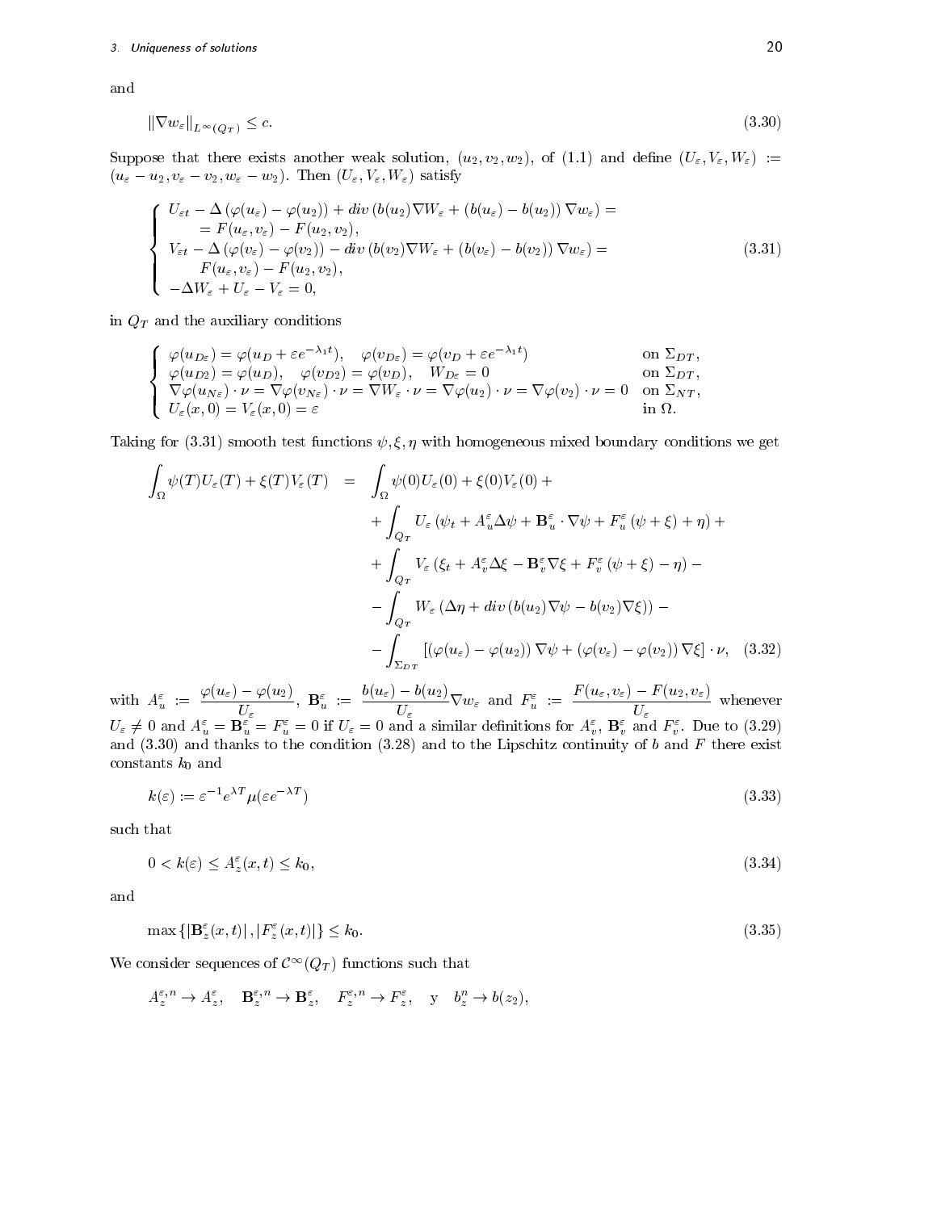and

$$\|\nabla w_\varepsilon\|_{L^\infty(Q_T)} \leq c. \tag{3.30}$$

Suppose that there exists another weak solution, $(u_2, v_2, w_2)$, of (1.1) and define $(U_\varepsilon, V_\varepsilon, W_\varepsilon) := (u_\varepsilon - u_2, v_\varepsilon - v_2, w_\varepsilon - w_2)$. Then $(U_\varepsilon, V_\varepsilon, W_\varepsilon)$ satisfy

$$\left\{ \begin{array}{l} U_{\varepsilon t} - \Delta\left(\varphi(u_\varepsilon) - \varphi(u_2)\right) + div\left(b(u_2)\nabla W_\varepsilon + \left(b(u_\varepsilon) - b(u_2)\right)\nabla w_\varepsilon\right) = \\ \qquad = F(u_\varepsilon, v_\varepsilon) - F(u_2, v_2), \\ V_{\varepsilon t} - \Delta\left(\varphi(v_\varepsilon) - \varphi(v_2)\right) - div\left(b(v_2)\nabla W_\varepsilon + \left(b(v_\varepsilon) - b(v_2)\right)\nabla w_\varepsilon\right) = \\ \qquad F(u_\varepsilon, v_\varepsilon) - F(u_2, v_2), \\ -\Delta W_\varepsilon + U_\varepsilon - V_\varepsilon = 0, \end{array} \right. \tag{3.31}$$

in $Q_T$ and the auxiliary conditions

$$\left\{ \begin{array}{ll} \varphi(u_{D\varepsilon}) = \varphi(u_D + \varepsilon e^{-\lambda_1 t}), \quad \varphi(v_{D\varepsilon}) = \varphi(v_D + \varepsilon e^{-\lambda_1 t}) & \text{on } \Sigma_{DT}, \\ \varphi(u_{D2}) = \varphi(u_D), \quad \varphi(v_{D2}) = \varphi(v_D), \quad W_{D\varepsilon} = 0 & \text{on } \Sigma_{DT}, \\ \nabla\varphi(u_{N\varepsilon}) \cdot \nu = \nabla\varphi(v_{N\varepsilon}) \cdot \nu = \nabla W_\varepsilon \cdot \nu = \nabla\varphi(u_2) \cdot \nu = \nabla\varphi(v_2) \cdot \nu = 0 & \text{on } \Sigma_{NT}, \\ U_\varepsilon(x, 0) = V_\varepsilon(x, 0) = \varepsilon & \text{in } \Omega. \end{array} \right.$$

Taking for (3.31) smooth test functions $\psi, \xi, \eta$ with homogeneous mixed boundary conditions we get

$$\begin{aligned} \int_\Omega \psi(T)U_\varepsilon(T) + \xi(T)V_\varepsilon(T) \quad = \quad & \int_\Omega \psi(0)U_\varepsilon(0) + \xi(0)V_\varepsilon(0) + \\ & + \int_{Q_T} U_\varepsilon\left(\psi_t + A_u^\varepsilon \Delta\psi + \mathbf{B}_u^\varepsilon \cdot \nabla\psi + F_u^\varepsilon\left(\psi + \xi\right) + \eta\right) + \\ & + \int_{Q_T} V_\varepsilon\left(\xi_t + A_v^\varepsilon \Delta\xi - \mathbf{B}_v^\varepsilon \nabla\xi + F_v^\varepsilon\left(\psi + \xi\right) - \eta\right) - \\ & - \int_{Q_T} W_\varepsilon\left(\Delta\eta + div\left(b(u_2)\nabla\psi - b(v_2)\nabla\xi\right)\right) - \\ & - \int_{\Sigma_{DT}} \left[\left(\varphi(u_\varepsilon) - \varphi(u_2)\right)\nabla\psi + \left(\varphi(v_\varepsilon) - \varphi(v_2)\right)\nabla\xi\right] \cdot \nu, \end{aligned} \tag{3.32}$$

with $A_u^\varepsilon := \dfrac{\varphi(u_\varepsilon) - \varphi(u_2)}{U_\varepsilon}$, $\mathbf{B}_u^\varepsilon := \dfrac{b(u_\varepsilon) - b(u_2)}{U_\varepsilon}\nabla w_\varepsilon$ and $F_u^\varepsilon := \dfrac{F(u_\varepsilon, v_\varepsilon) - F(u_2, v_\varepsilon)}{U_\varepsilon}$ whenever $U_\varepsilon \neq 0$ and $A_u^\varepsilon = \mathbf{B}_u^\varepsilon = F_u^\varepsilon = 0$ if $U_\varepsilon = 0$ and a similar definitions for $A_v^\varepsilon$, $\mathbf{B}_v^\varepsilon$ and $F_v^\varepsilon$. Due to (3.29) and (3.30) and thanks to the condition (3.28) and to the Lipschitz continuity of $b$ and $F$ there exist constants $k_0$ and

$$k(\varepsilon) := \varepsilon^{-1} e^{\lambda T} \mu(\varepsilon e^{-\lambda T}) \tag{3.33}$$

such that

$$0 < k(\varepsilon) \leq A_z^\varepsilon(x, t) \leq k_0, \tag{3.34}$$

and

$$\max\left\{\left|\mathbf{B}_z^\varepsilon(x, t)\right|, \left|F_z^\varepsilon(x, t)\right|\right\} \leq k_0. \tag{3.35}$$

We consider sequences of $\mathcal{C}^\infty(Q_T)$ functions such that

$$A_z^{\varepsilon, n} \to A_z^\varepsilon, \quad \mathbf{B}_z^{\varepsilon, n} \to \mathbf{B}_z^\varepsilon, \quad F_z^{\varepsilon, n} \to F_z^\varepsilon, \quad \text{y} \quad b_z^n \to b(z_2),$$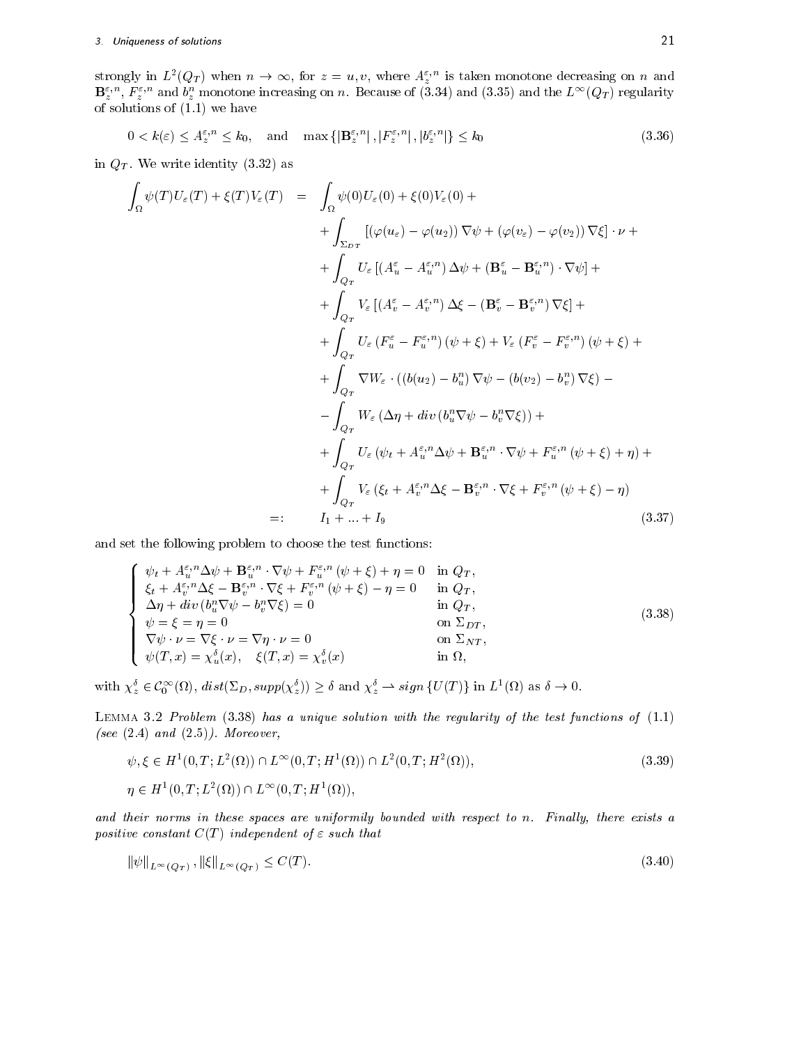strongly in $L^2(Q_T)$ when $n \to \infty$, for $z = u, v$, where $A_z^{\varepsilon,n}$ is taken monotone decreasing on $n$ and $\mathbf{B}_z^{\varepsilon,n}$, $F_z^{\varepsilon,n}$ and $b_z^n$ monotone increasing on $n$. Because of (3.34) and (3.35) and the $L^\infty(Q_T)$ regularity of solutions of (1.1) we have

$$0 < k(\varepsilon) \leq A_z^{\varepsilon,n} \leq k_0, \quad \text{and} \quad \max\{|\mathbf{B}_z^{\varepsilon,n}|, |F_z^{\varepsilon,n}|, |b_z^{\varepsilon,n}|\} \leq k_0 \tag{3.36}$$

in $Q_T$. We write identity (3.32) as

$$\begin{aligned}
\int_\Omega \psi(T)U_\varepsilon(T) + \xi(T)V_\varepsilon(T) \quad = \quad & \int_\Omega \psi(0)U_\varepsilon(0) + \xi(0)V_\varepsilon(0) + \\
& + \int_{\Sigma_{DT}} \left[(\varphi(u_\varepsilon) - \varphi(u_2))\nabla\psi + (\varphi(v_\varepsilon) - \varphi(v_2))\nabla\xi\right] \cdot \nu + \\
& + \int_{Q_T} U_\varepsilon \left[(A_u^\varepsilon - A_u^{\varepsilon,n})\Delta\psi + (\mathbf{B}_u^\varepsilon - \mathbf{B}_u^{\varepsilon,n}) \cdot \nabla\psi\right] + \\
& + \int_{Q_T} V_\varepsilon \left[(A_v^\varepsilon - A_v^{\varepsilon,n})\Delta\xi - (\mathbf{B}_v^\varepsilon - \mathbf{B}_v^{\varepsilon,n})\nabla\xi\right] + \\
& + \int_{Q_T} U_\varepsilon (F_u^\varepsilon - F_u^{\varepsilon,n})(\psi + \xi) + V_\varepsilon (F_v^\varepsilon - F_v^{\varepsilon,n})(\psi + \xi) + \\
& + \int_{Q_T} \nabla W_\varepsilon \cdot ((b(u_2) - b_u^n)\nabla\psi - (b(v_2) - b_v^n)\nabla\xi) - \\
& - \int_{Q_T} W_\varepsilon \left(\Delta\eta + div\,(b_u^n \nabla\psi - b_v^n \nabla\xi)\right) + \\
& + \int_{Q_T} U_\varepsilon \left(\psi_t + A_u^{\varepsilon,n}\Delta\psi + \mathbf{B}_u^{\varepsilon,n} \cdot \nabla\psi + F_u^{\varepsilon,n}(\psi + \xi) + \eta\right) + \\
& + \int_{Q_T} V_\varepsilon \left(\xi_t + A_v^{\varepsilon,n}\Delta\xi - \mathbf{B}_v^{\varepsilon,n} \cdot \nabla\xi + F_v^{\varepsilon,n}(\psi + \xi) - \eta\right) \\
=: \quad & I_1 + \ldots + I_9
\end{aligned} \tag{3.37}$$

and set the following problem to choose the test functions:

$$\left\{\begin{array}{ll}
\psi_t + A_u^{\varepsilon,n}\Delta\psi + \mathbf{B}_u^{\varepsilon,n} \cdot \nabla\psi + F_u^{\varepsilon,n}(\psi + \xi) + \eta = 0 & \text{in } Q_T, \\
\xi_t + A_v^{\varepsilon,n}\Delta\xi - \mathbf{B}_v^{\varepsilon,n} \cdot \nabla\xi + F_v^{\varepsilon,n}(\psi + \xi) - \eta = 0 & \text{in } Q_T, \\
\Delta\eta + div\,(b_u^n \nabla\psi - b_v^n \nabla\xi) = 0 & \text{in } Q_T, \\
\psi = \xi = \eta = 0 & \text{on } \Sigma_{DT}, \\
\nabla\psi \cdot \nu = \nabla\xi \cdot \nu = \nabla\eta \cdot \nu = 0 & \text{on } \Sigma_{NT}, \\
\psi(T, x) = \chi_u^\delta(x), \quad \xi(T, x) = \chi_v^\delta(x) & \text{in } \Omega,
\end{array}\right. \tag{3.38}$$

with $\chi_z^\delta \in \mathcal{C}_0^\infty(\Omega)$, $dist(\Sigma_D, supp(\chi_z^\delta)) \geq \delta$ and $\chi_z^\delta \rightharpoonup sign\,\{U(T)\}$ in $L^1(\Omega)$ as $\delta \to 0$.

Lemma 3.2 *Problem (3.38) has a unique solution with the regularity of the test functions of (1.1) (see (2.4) and (2.5)). Moreover,*

$$\psi, \xi \in H^1(0, T; L^2(\Omega)) \cap L^\infty(0, T; H^1(\Omega)) \cap L^2(0, T; H^2(\Omega)), \tag{3.39}$$

$$\eta \in H^1(0, T; L^2(\Omega)) \cap L^\infty(0, T; H^1(\Omega)),$$

*and their norms in these spaces are uniformily bounded with respect to $n$. Finally, there exists a positive constant $C(T)$ independent of $\varepsilon$ such that*

$$\|\psi\|_{L^\infty(Q_T)}, \|\xi\|_{L^\infty(Q_T)} \leq C(T). \tag{3.40}$$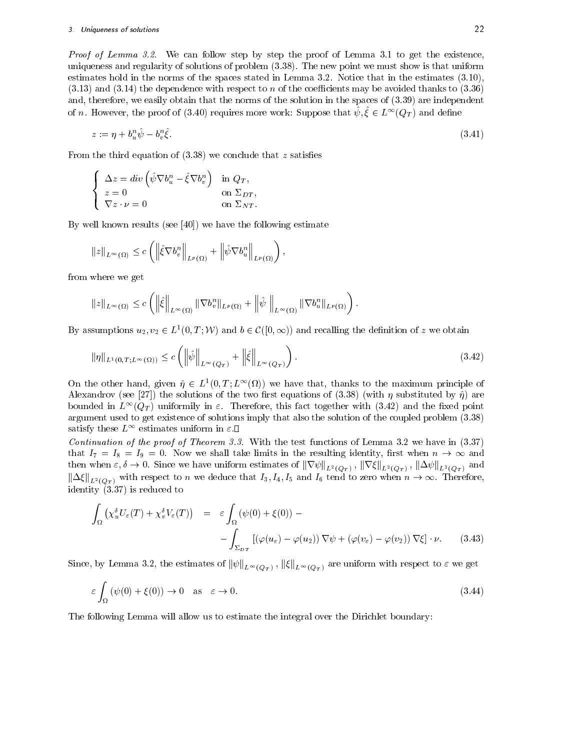*Proof of Lemma 3.2.* We can follow step by step the proof of Lemma 3.1 to get the existence, uniqueness and regularity of solutions of problem (3.38). The new point we must show is that uniform estimates hold in the norms of the spaces stated in Lemma 3.2. Notice that in the estimates (3.10), (3.13) and (3.14) the dependence with respect to $n$ of the coefficients may be avoided thanks to (3.36) and, therefore, we easily obtain that the norms of the solution in the spaces of (3.39) are independent of $n$. However, the proof of (3.40) requires more work: Suppose that $\hat{\psi}, \hat{\xi} \in L^\infty(Q_T)$ and define

$$z := \eta + b_u^n \hat{\psi} - b_v^n \hat{\xi}. \tag{3.41}$$

From the third equation of (3.38) we conclude that $z$ satisfies

$$\begin{cases} \Delta z = div\left(\hat{\psi}\nabla b_u^n - \hat{\xi}\nabla b_v^n\right) & \text{in } Q_T, \\ z = 0 & \text{on } \Sigma_{DT}, \\ \nabla z \cdot \nu = 0 & \text{on } \Sigma_{NT}. \end{cases}$$

By well known results (see [40]) we have the following estimate

$$\|z\|_{L^\infty(\Omega)} \leq c\left(\left\|\hat{\xi}\nabla b_v^n\right\|_{L^p(\Omega)} + \left\|\hat{\psi}\nabla b_u^n\right\|_{L^p(\Omega)}\right),$$

from where we get

$$\|z\|_{L^\infty(\Omega)} \leq c\left(\left\|\hat{\xi}\right\|_{L^\infty(\Omega)}\|\nabla b_v^n\|_{L^p(\Omega)} + \left\|\hat{\psi}\ \right\|_{L^\infty(\Omega)}\|\nabla b_u^n\|_{L^p(\Omega)}\right).$$

By assumptions $u_2, v_2 \in L^1(0,T;\mathcal{W})$ and $b \in \mathcal{C}([0,\infty))$ and recalling the definition of $z$ we obtain

$$\|\eta\|_{L^1(0,T;L^\infty(\Omega))} \leq c\left(\left\|\hat{\psi}\right\|_{L^\infty(Q_T)} + \left\|\hat{\xi}\right\|_{L^\infty(Q_T)}\right). \tag{3.42}$$

On the other hand, given $\hat{\eta} \in L^1(0,T;L^\infty(\Omega))$ we have that, thanks to the maximum principle of Alexandrov (see [27]) the solutions of the two first equations of (3.38) (with $\eta$ substituted by $\hat{\eta}$) are bounded in $L^\infty(Q_T)$ uniformily in $\varepsilon$. Therefore, this fact together with (3.42) and the fixed point argument used to get existence of solutions imply that also the solution of the coupled problem (3.38) satisfy these $L^\infty$ estimates uniform in $\varepsilon$.□

*Continuation of the proof of Theorem 3.3.* With the test functions of Lemma 3.2 we have in (3.37) that $I_7 = I_8 = I_9 = 0$. Now we shall take limits in the resulting identity, first when $n \to \infty$ and then when $\varepsilon, \delta \to 0$. Since we have uniform estimates of $\|\nabla\psi\|_{L^2(Q_T)}$, $\|\nabla\xi\|_{L^2(Q_T)}$, $\|\Delta\psi\|_{L^2(Q_T)}$ and $\|\Delta\xi\|_{L^2(Q_T)}$ with respect to $n$ we deduce that $I_3, I_4, I_5$ and $I_6$ tend to zero when $n \to \infty$. Therefore, identity (3.37) is reduced to

$$\begin{aligned} \int_\Omega \left(\chi_u^\delta U_\varepsilon(T) + \chi_v^\delta V_\varepsilon(T)\right) &= \varepsilon\int_\Omega (\psi(0) + \xi(0)) - \\ &- \int_{\Sigma_{DT}} \left[(\varphi(u_\varepsilon) - \varphi(u_2))\nabla\psi + (\varphi(v_\varepsilon) - \varphi(v_2))\nabla\xi\right]\cdot\nu. \end{aligned} \tag{3.43}$$

Since, by Lemma 3.2, the estimates of $\|\psi\|_{L^\infty(Q_T)}$, $\|\xi\|_{L^\infty(Q_T)}$ are uniform with respect to $\varepsilon$ we get

$$\varepsilon\int_\Omega (\psi(0) + \xi(0)) \to 0 \quad \text{as} \quad \varepsilon \to 0. \tag{3.44}$$

The following Lemma will allow us to estimate the integral over the Dirichlet boundary: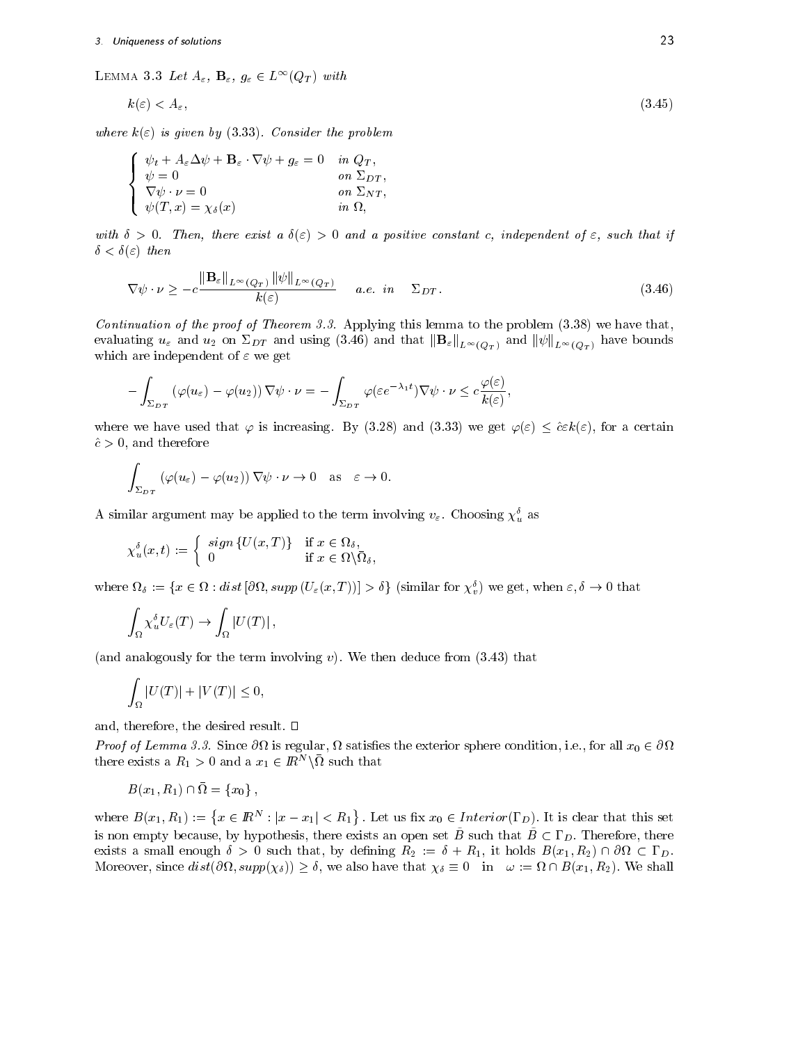Lemma 3.3 *Let $A_\varepsilon$, $\mathbf{B}_\varepsilon$, $g_\varepsilon \in L^\infty(Q_T)$ with*

$$k(\varepsilon) < A_\varepsilon, \tag{3.45}$$

*where $k(\varepsilon)$ is given by (3.33). Consider the problem*

$$\begin{cases} \psi_t + A_\varepsilon \Delta\psi + \mathbf{B}_\varepsilon \cdot \nabla\psi + g_\varepsilon = 0 & \text{in } Q_T, \\ \psi = 0 & \text{on } \Sigma_{DT}, \\ \nabla\psi \cdot \nu = 0 & \text{on } \Sigma_{NT}, \\ \psi(T,x) = \chi_\delta(x) & \text{in } \Omega, \end{cases}$$

*with $\delta > 0$. Then, there exist a $\delta(\varepsilon) > 0$ and a positive constant $c$, independent of $\varepsilon$, such that if $\delta < \delta(\varepsilon)$ then*

$$\nabla\psi \cdot \nu \geq -c \frac{\|\mathbf{B}_\varepsilon\|_{L^\infty(Q_T)} \|\psi\|_{L^\infty(Q_T)}}{k(\varepsilon)} \quad a.e. \text{ in } \quad \Sigma_{DT}. \tag{3.46}$$

*Continuation of the proof of Theorem 3.3.* Applying this lemma to the problem (3.38) we have that, evaluating $u_\varepsilon$ and $u_2$ on $\Sigma_{DT}$ and using (3.46) and that $\|\mathbf{B}_\varepsilon\|_{L^\infty(Q_T)}$ and $\|\psi\|_{L^\infty(Q_T)}$ have bounds which are independent of $\varepsilon$ we get

$$-\int_{\Sigma_{DT}} (\varphi(u_\varepsilon) - \varphi(u_2)) \nabla\psi \cdot \nu = -\int_{\Sigma_{DT}} \varphi(\varepsilon e^{-\lambda_1 t}) \nabla\psi \cdot \nu \leq c \frac{\varphi(\varepsilon)}{k(\varepsilon)},$$

where we have used that $\varphi$ is increasing. By (3.28) and (3.33) we get $\varphi(\varepsilon) \leq \hat{c}\varepsilon k(\varepsilon)$, for a certain $\hat{c} > 0$, and therefore

$$\int_{\Sigma_{DT}} (\varphi(u_\varepsilon) - \varphi(u_2)) \nabla\psi \cdot \nu \to 0 \quad \text{as} \quad \varepsilon \to 0.$$

A similar argument may be applied to the term involving $v_\varepsilon$. Choosing $\chi_u^\delta$ as

$$\chi_u^\delta(x,t) := \begin{cases} sign\{U(x,T)\} & \text{if } x \in \Omega_\delta, \\ 0 & \text{if } x \in \Omega \backslash \bar{\Omega}_\delta, \end{cases}$$

where $\Omega_\delta := \{x \in \Omega : dist\,[\partial\Omega, supp\,(U_\varepsilon(x,T))] > \delta\}$ (similar for $\chi_v^\delta$) we get, when $\varepsilon, \delta \to 0$ that

$$\int_\Omega \chi_u^\delta U_\varepsilon(T) \to \int_\Omega |U(T)|,$$

(and analogously for the term involving $v$). We then deduce from (3.43) that

$$\int_\Omega |U(T)| + |V(T)| \leq 0,$$

and, therefore, the desired result. □

*Proof of Lemma 3.3.* Since $\partial\Omega$ is regular, $\Omega$ satisfies the exterior sphere condition, i.e., for all $x_0 \in \partial\Omega$ there exists a $R_1 > 0$ and a $x_1 \in \mathbb{R}^N \backslash \bar{\Omega}$ such that

$$B(x_1, R_1) \cap \bar{\Omega} = \{x_0\},$$

where $B(x_1, R_1) := \{x \in \mathbb{R}^N : |x - x_1| < R_1\}$. Let us fix $x_0 \in Interior(\Gamma_D)$. It is clear that this set is non empty because, by hypothesis, there exists an open set $\bar{B}$ such that $\bar{B} \subset \Gamma_D$. Therefore, there exists a small enough $\delta > 0$ such that, by defining $R_2 := \delta + R_1$, it holds $B(x_1, R_2) \cap \partial\Omega \subset \Gamma_D$. Moreover, since $dist(\partial\Omega, supp(\chi_\delta)) \geq \delta$, we also have that $\chi_\delta \equiv 0$ in $\omega := \Omega \cap B(x_1, R_2)$. We shall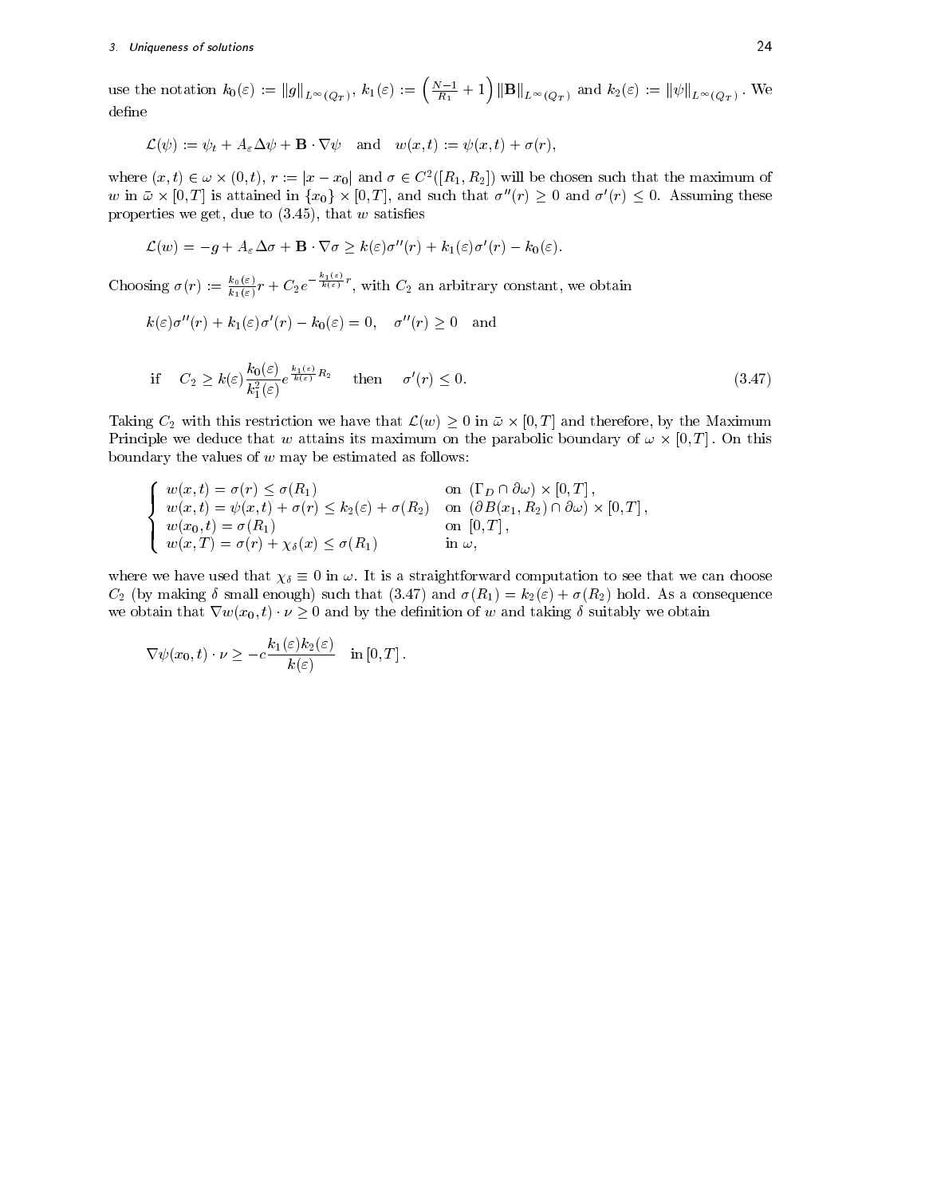use the notation $k_0(\varepsilon) := \|g\|_{L^\infty(Q_T)}$, $k_1(\varepsilon) := \left(\frac{N-1}{R_1}+1\right)\|\mathbf{B}\|_{L^\infty(Q_T)}$ and $k_2(\varepsilon) := \|\psi\|_{L^\infty(Q_T)}$. We define

$$\mathcal{L}(\psi) := \psi_t + A_\varepsilon \Delta\psi + \mathbf{B}\cdot\nabla\psi \quad \text{and} \quad w(x,t) := \psi(x,t) + \sigma(r),$$

where $(x,t) \in \omega \times (0,t)$, $r := |x - x_0|$ and $\sigma \in C^2([R_1, R_2])$ will be chosen such that the maximum of $w$ in $\bar{\omega} \times [0,T]$ is attained in $\{x_0\} \times [0,T]$, and such that $\sigma''(r) \geq 0$ and $\sigma'(r) \leq 0$. Assuming these properties we get, due to (3.45), that $w$ satisfies

$$\mathcal{L}(w) = -g + A_\varepsilon \Delta\sigma + \mathbf{B}\cdot\nabla\sigma \geq k(\varepsilon)\sigma''(r) + k_1(\varepsilon)\sigma'(r) - k_0(\varepsilon).$$

Choosing $\sigma(r) := \frac{k_0(\varepsilon)}{k_1(\varepsilon)} r + C_2 e^{-\frac{k_1(\varepsilon)}{k(\varepsilon)} r}$, with $C_2$ an arbitrary constant, we obtain

$$k(\varepsilon)\sigma''(r) + k_1(\varepsilon)\sigma'(r) - k_0(\varepsilon) = 0, \quad \sigma''(r) \geq 0 \quad \text{and}$$

$$\text{if} \quad C_2 \geq k(\varepsilon)\frac{k_0(\varepsilon)}{k_1^2(\varepsilon)} e^{\frac{k_1(\varepsilon)}{k(\varepsilon)} R_2} \quad \text{then} \quad \sigma'(r) \leq 0. \tag{3.47}$$

Taking $C_2$ with this restriction we have that $\mathcal{L}(w) \geq 0$ in $\bar{\omega} \times [0,T]$ and therefore, by the Maximum Principle we deduce that $w$ attains its maximum on the parabolic boundary of $\omega \times [0,T]$. On this boundary the values of $w$ may be estimated as follows:

$$\begin{cases} w(x,t) = \sigma(r) \leq \sigma(R_1) & \text{on } (\Gamma_D \cap \partial\omega) \times [0,T], \\ w(x,t) = \psi(x,t) + \sigma(r) \leq k_2(\varepsilon) + \sigma(R_2) & \text{on } (\partial B(x_1, R_2) \cap \partial\omega) \times [0,T], \\ w(x_0,t) = \sigma(R_1) & \text{on } [0,T], \\ w(x,T) = \sigma(r) + \chi_\delta(x) \leq \sigma(R_1) & \text{in } \omega, \end{cases}$$

where we have used that $\chi_\delta \equiv 0$ in $\omega$. It is a straightforward computation to see that we can choose $C_2$ (by making $\delta$ small enough) such that (3.47) and $\sigma(R_1) = k_2(\varepsilon) + \sigma(R_2)$ hold. As a consequence we obtain that $\nabla w(x_0,t)\cdot\nu \geq 0$ and by the definition of $w$ and taking $\delta$ suitably we obtain

$$\nabla\psi(x_0,t)\cdot\nu \geq -c\frac{k_1(\varepsilon)k_2(\varepsilon)}{k(\varepsilon)} \quad \text{in } [0,T].$$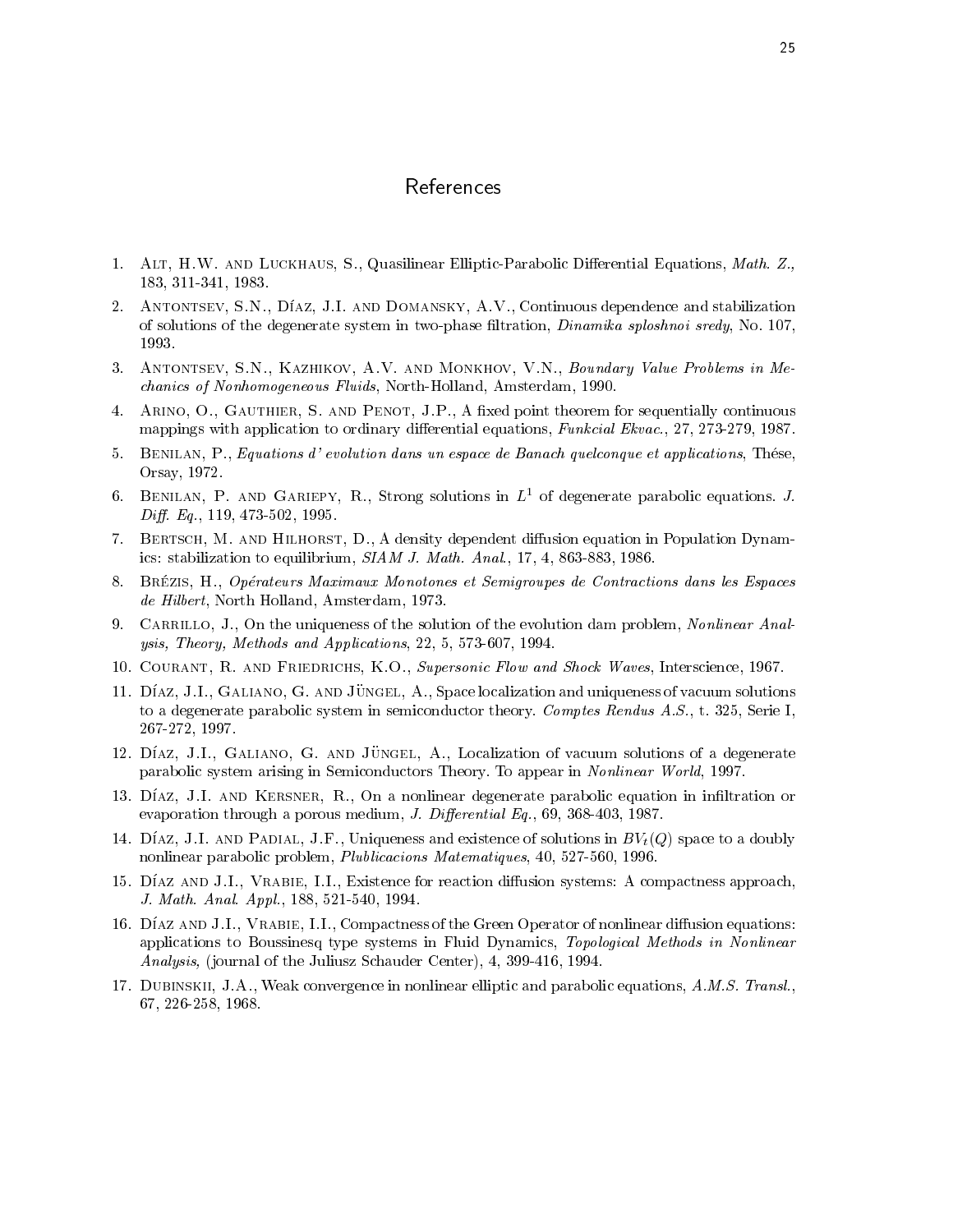# References

1. Alt, H.W. and Luckhaus, S., Quasilinear Elliptic-Parabolic Differential Equations, *Math. Z.,* 183, 311-341, 1983.
2. Antontsev, S.N., Díaz, J.I. and Domansky, A.V., Continuous dependence and stabilization of solutions of the degenerate system in two-phase filtration, *Dinamika sploshnoi sredy*, No. 107, 1993.
3. Antontsev, S.N., Kazhikov, A.V. and Monkhov, V.N., *Boundary Value Problems in Mechanics of Nonhomogeneous Fluids*, North-Holland, Amsterdam, 1990.
4. Arino, O., Gauthier, S. and Penot, J.P., A fixed point theorem for sequentially continuous mappings with application to ordinary differential equations, *Funkcial Ekvac.*, 27, 273-279, 1987.
5. Benilan, P., *Equations d' evolution dans un espace de Banach quelconque et applications*, Thése, Orsay, 1972.
6. Benilan, P. and Gariepy, R., Strong solutions in $L^1$ of degenerate parabolic equations. *J. Diff. Eq.*, 119, 473-502, 1995.
7. Bertsch, M. and Hilhorst, D., A density dependent diffusion equation in Population Dynamics: stabilization to equilibrium, *SIAM J. Math. Anal.*, 17, 4, 863-883, 1986.
8. Brézis, H., *Opérateurs Maximaux Monotones et Semigroupes de Contractions dans les Espaces de Hilbert*, North Holland, Amsterdam, 1973.
9. Carrillo, J., On the uniqueness of the solution of the evolution dam problem, *Nonlinear Analysis, Theory, Methods and Applications*, 22, 5, 573-607, 1994.
10. Courant, R. and Friedrichs, K.O., *Supersonic Flow and Shock Waves*, Interscience, 1967.
11. Díaz, J.I., Galiano, G. and Jüngel, A., Space localization and uniqueness of vacuum solutions to a degenerate parabolic system in semiconductor theory. *Comptes Rendus A.S.*, t. 325, Serie I, 267-272, 1997.
12. Díaz, J.I., Galiano, G. and Jüngel, A., Localization of vacuum solutions of a degenerate parabolic system arising in Semiconductors Theory. To appear in *Nonlinear World*, 1997.
13. Díaz, J.I. and Kersner, R., On a nonlinear degenerate parabolic equation in infiltration or evaporation through a porous medium, *J. Differential Eq.*, 69, 368-403, 1987.
14. Díaz, J.I. and Padial, J.F., Uniqueness and existence of solutions in $BV_t(Q)$ space to a doubly nonlinear parabolic problem, *Plublicacions Matematiques*, 40, 527-560, 1996.
15. Díaz and J.I., Vrabie, I.I., Existence for reaction diffusion systems: A compactness approach, *J. Math. Anal. Appl.*, 188, 521-540, 1994.
16. Díaz and J.I., Vrabie, I.I., Compactness of the Green Operator of nonlinear diffusion equations: applications to Boussinesq type systems in Fluid Dynamics, *Topological Methods in Nonlinear Analysis*, (journal of the Juliusz Schauder Center), 4, 399-416, 1994.
17. Dubinskii, J.A., Weak convergence in nonlinear elliptic and parabolic equations, *A.M.S. Transl.*, 67, 226-258, 1968.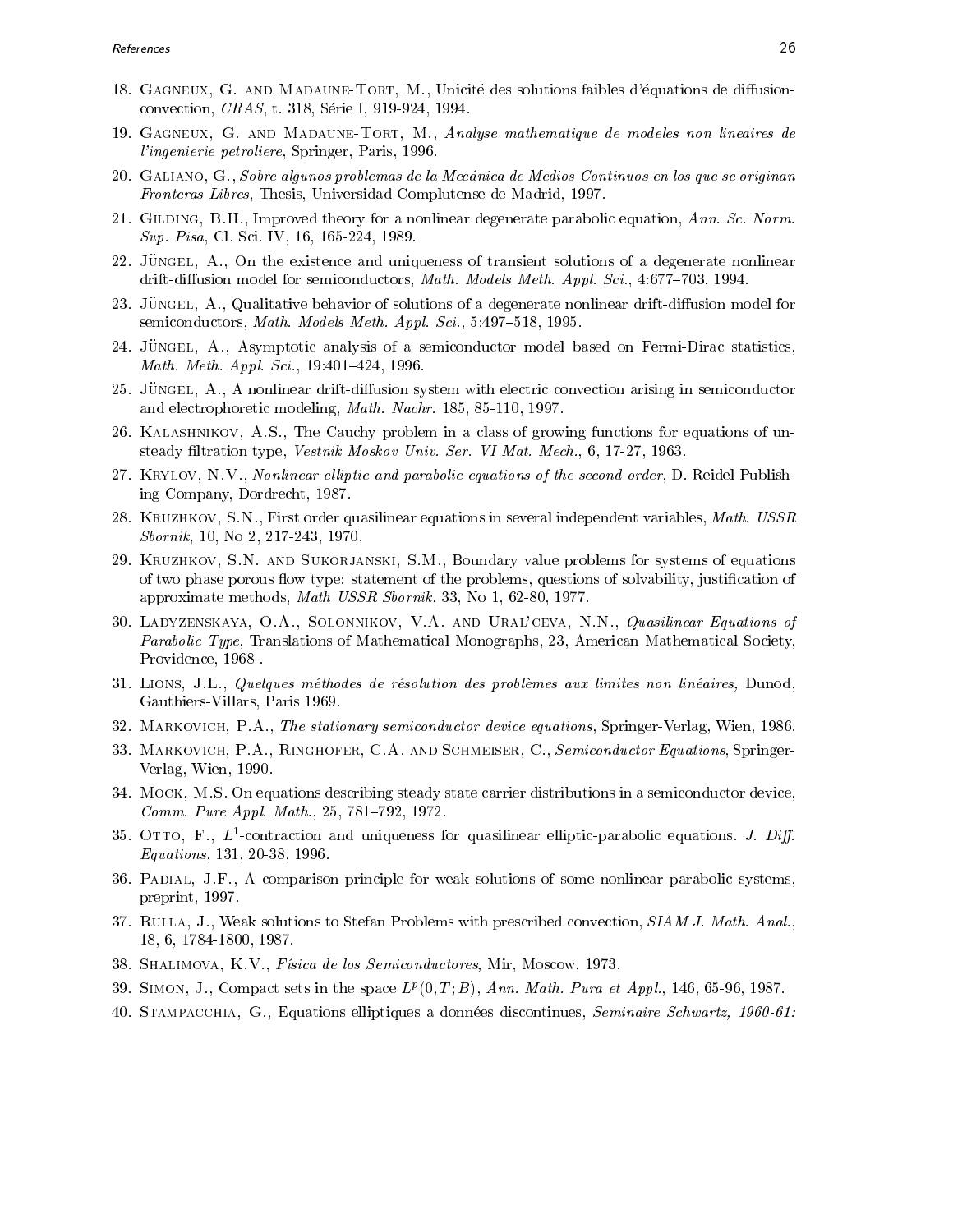18. Gagneux, G. and Madaune-Tort, M., Unicité des solutions faibles d'équations de diffusion-convection, *CRAS*, t. 318, Série I, 919-924, 1994.

19. Gagneux, G. and Madaune-Tort, M., *Analyse mathematique de modeles non lineaires de l'ingenierie petroliere*, Springer, Paris, 1996.

20. Galiano, G., *Sobre algunos problemas de la Mecánica de Medios Continuos en los que se originan Fronteras Libres*, Thesis, Universidad Complutense de Madrid, 1997.

21. Gilding, B.H., Improved theory for a nonlinear degenerate parabolic equation, *Ann. Sc. Norm. Sup. Pisa*, Cl. Sci. IV, 16, 165-224, 1989.

22. Jüngel, A., On the existence and uniqueness of transient solutions of a degenerate nonlinear drift-diffusion model for semiconductors, *Math. Models Meth. Appl. Sci.*, 4:677–703, 1994.

23. Jüngel, A., Qualitative behavior of solutions of a degenerate nonlinear drift-diffusion model for semiconductors, *Math. Models Meth. Appl. Sci.*, 5:497–518, 1995.

24. Jüngel, A., Asymptotic analysis of a semiconductor model based on Fermi-Dirac statistics, *Math. Meth. Appl. Sci.*, 19:401–424, 1996.

25. Jüngel, A., A nonlinear drift-diffusion system with electric convection arising in semiconductor and electrophoretic modeling, *Math. Nachr.* 185, 85-110, 1997.

26. Kalashnikov, A.S., The Cauchy problem in a class of growing functions for equations of unsteady filtration type, *Vestnik Moskov Univ. Ser. VI Mat. Mech.*, 6, 17-27, 1963.

27. Krylov, N.V., *Nonlinear elliptic and parabolic equations of the second order*, D. Reidel Publishing Company, Dordrecht, 1987.

28. Kruzhkov, S.N., First order quasilinear equations in several independent variables, *Math. USSR Sbornik*, 10, No 2, 217-243, 1970.

29. Kruzhkov, S.N. and Sukorjanski, S.M., Boundary value problems for systems of equations of two phase porous flow type: statement of the problems, questions of solvability, justification of approximate methods, *Math USSR Sbornik*, 33, No 1, 62-80, 1977.

30. Ladyzenskaya, O.A., Solonnikov, V.A. and Ural'ceva, N.N., *Quasilinear Equations of Parabolic Type*, Translations of Mathematical Monographs, 23, American Mathematical Society, Providence, 1968 .

31. Lions, J.L., *Quelques méthodes de résolution des problèmes aux limites non linéaires,* Dunod, Gauthiers-Villars, Paris 1969.

32. Markovich, P.A., *The stationary semiconductor device equations*, Springer-Verlag, Wien, 1986.

33. Markovich, P.A., Ringhofer, C.A. and Schmeiser, C., *Semiconductor Equations*, Springer-Verlag, Wien, 1990.

34. Mock, M.S. On equations describing steady state carrier distributions in a semiconductor device, *Comm. Pure Appl. Math.*, 25, 781–792, 1972.

35. Otto, F., $L^1$-contraction and uniqueness for quasilinear elliptic-parabolic equations. *J. Diff. Equations*, 131, 20-38, 1996.

36. Padial, J.F., A comparison principle for weak solutions of some nonlinear parabolic systems, preprint, 1997.

37. Rulla, J., Weak solutions to Stefan Problems with prescribed convection, *SIAM J. Math. Anal.*, 18, 6, 1784-1800, 1987.

38. Shalimova, K.V., *Física de los Semiconductores,* Mir, Moscow, 1973.

39. Simon, J., Compact sets in the space $L^p(0,T;B)$, *Ann. Math. Pura et Appl.*, 146, 65-96, 1987.

40. Stampacchia, G., Equations elliptiques a données discontinues, *Seminaire Schwartz, 1960-61:*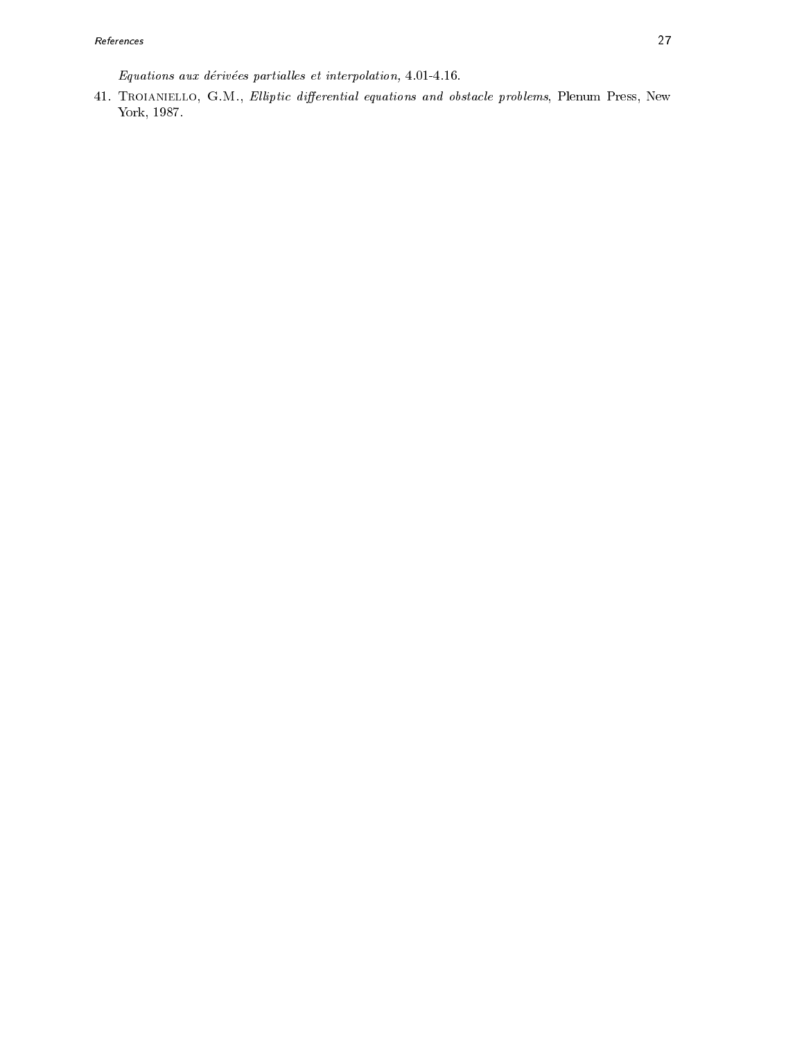*Equations aux dérivées partialles et interpolation,* 4.01-4.16.

41. Troianiello, G.M., *Elliptic differential equations and obstacle problems*, Plenum Press, New York, 1987.